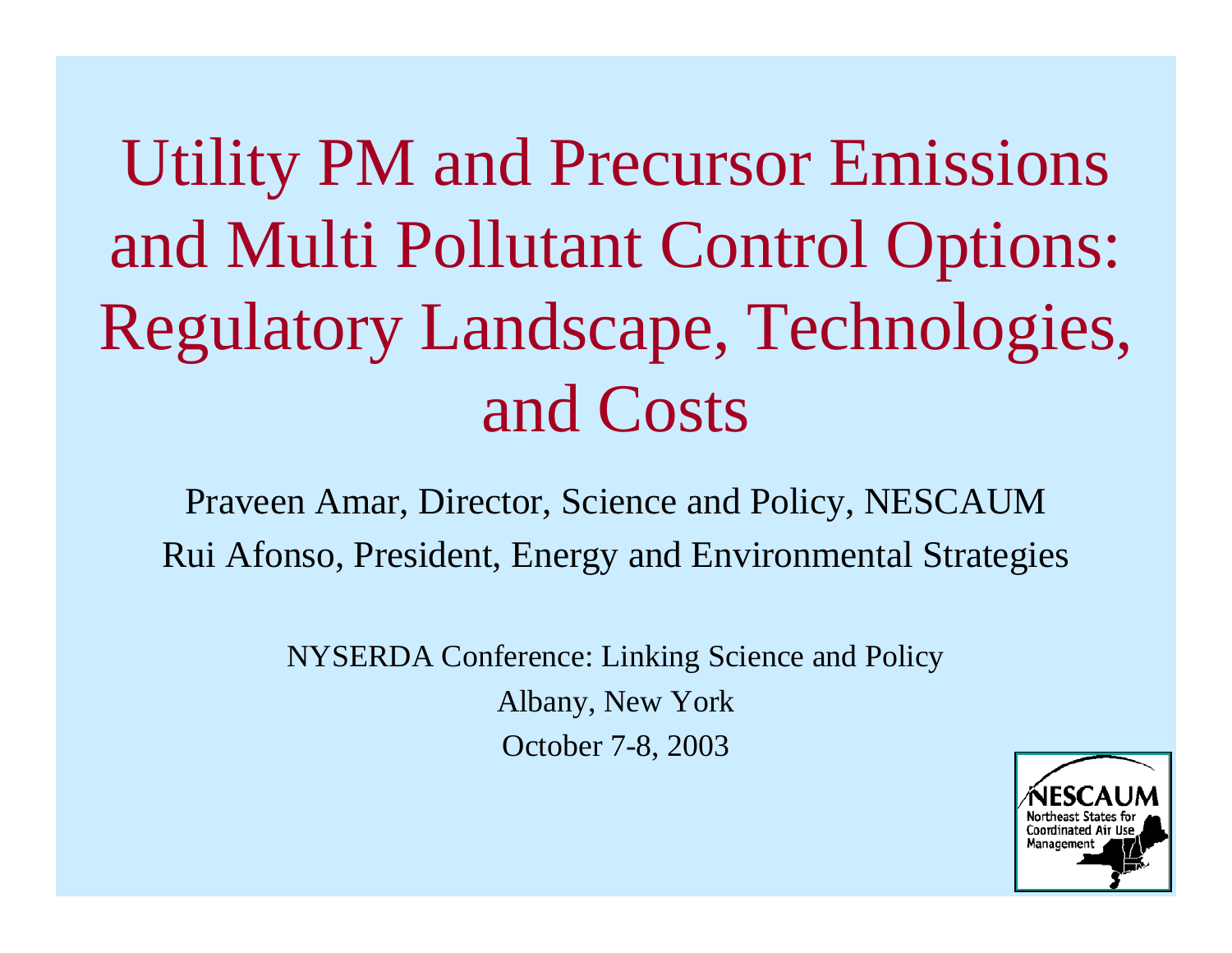# Utility PM and Precursor Emissions and Multi Pollutant Control Options: Regulatory Landscape, Technologies, and Costs

Praveen Amar, Director, Science and Policy, NESCAUM

Rui Afonso, President, Energy and Environmental Strategies

NYSERDA Conference: Linking Science and Policy

Albany, New York

October 7-8, 2003

NESCAUM
Northeast States for Coordinated Air Use Management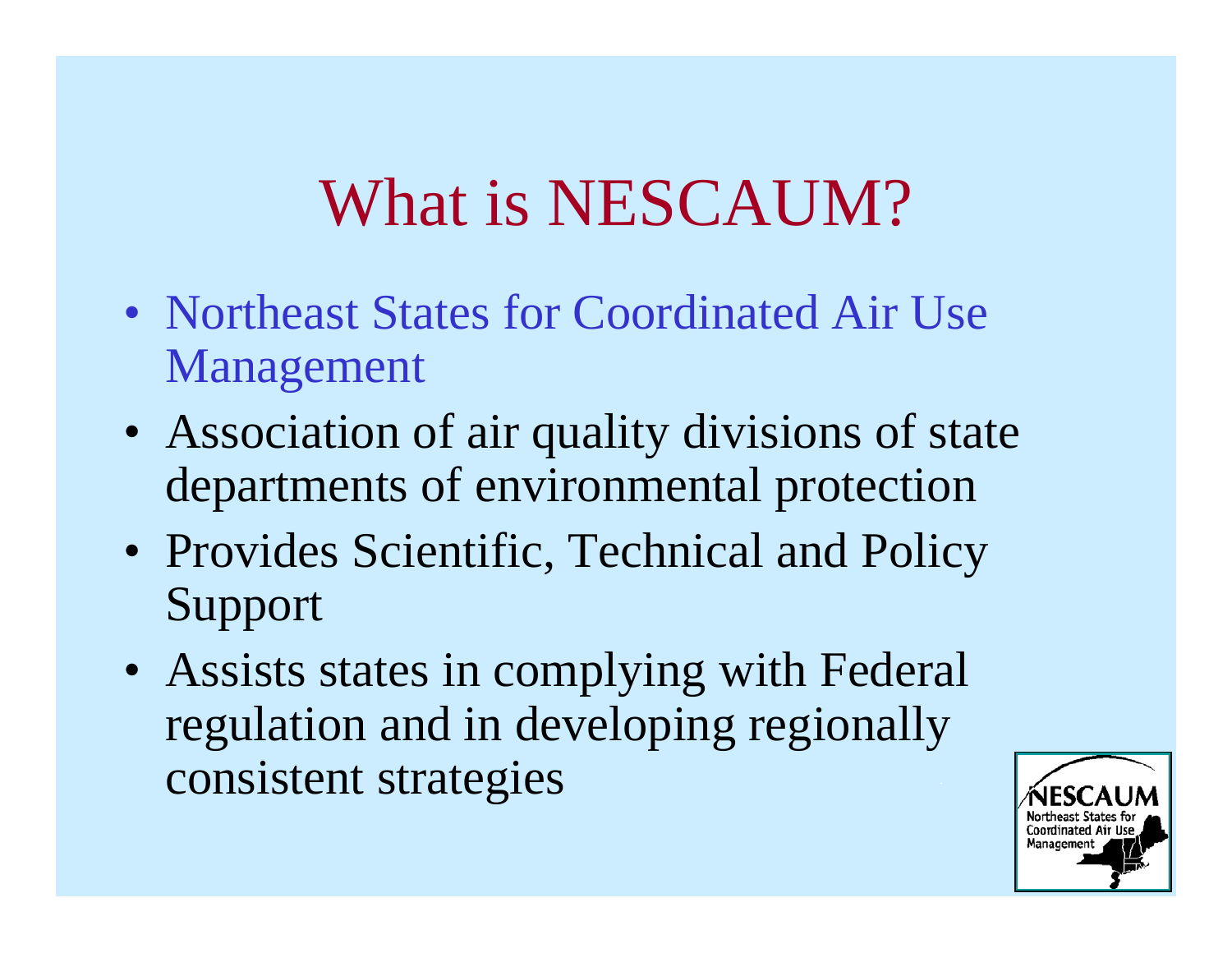# What is NESCAUM?

- Northeast States for Coordinated Air Use Management
- Association of air quality divisions of state departments of environmental protection
- Provides Scientific, Technical and Policy Support
- Assists states in complying with Federal regulation and in developing regionally consistent strategies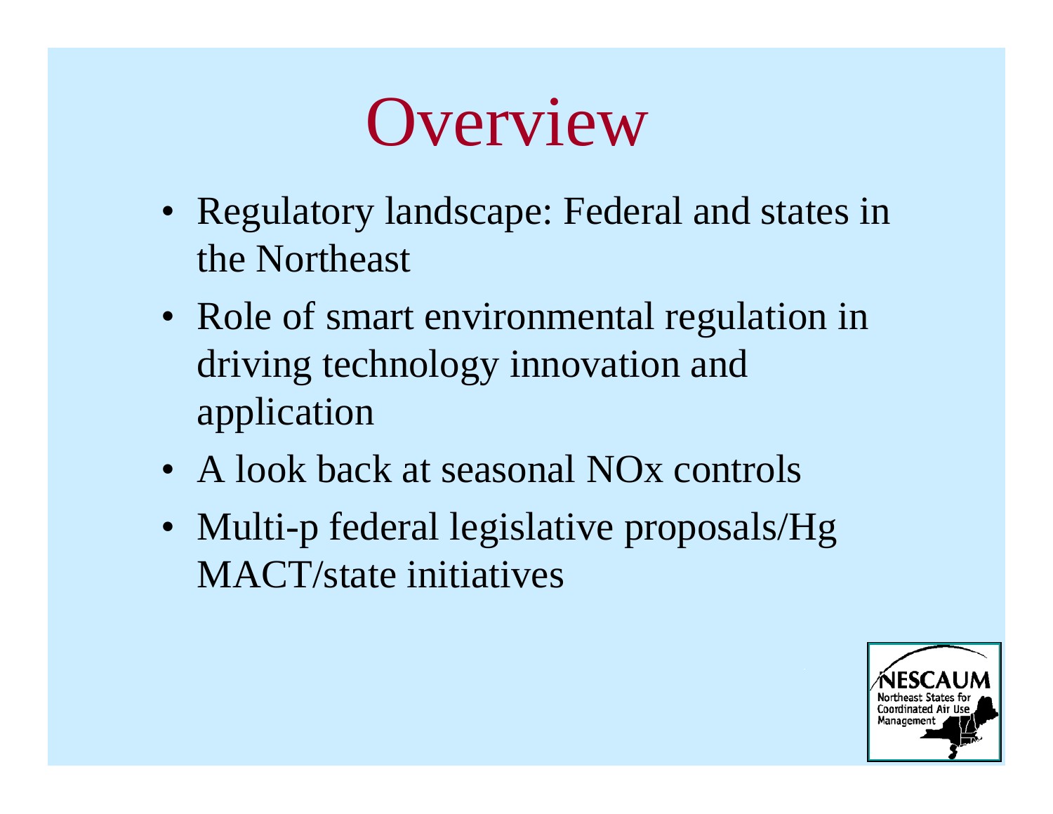# Overview

- Regulatory landscape: Federal and states in the Northeast
- Role of smart environmental regulation in driving technology innovation and application
- A look back at seasonal NOx controls
- Multi-p federal legislative proposals/Hg MACT/state initiatives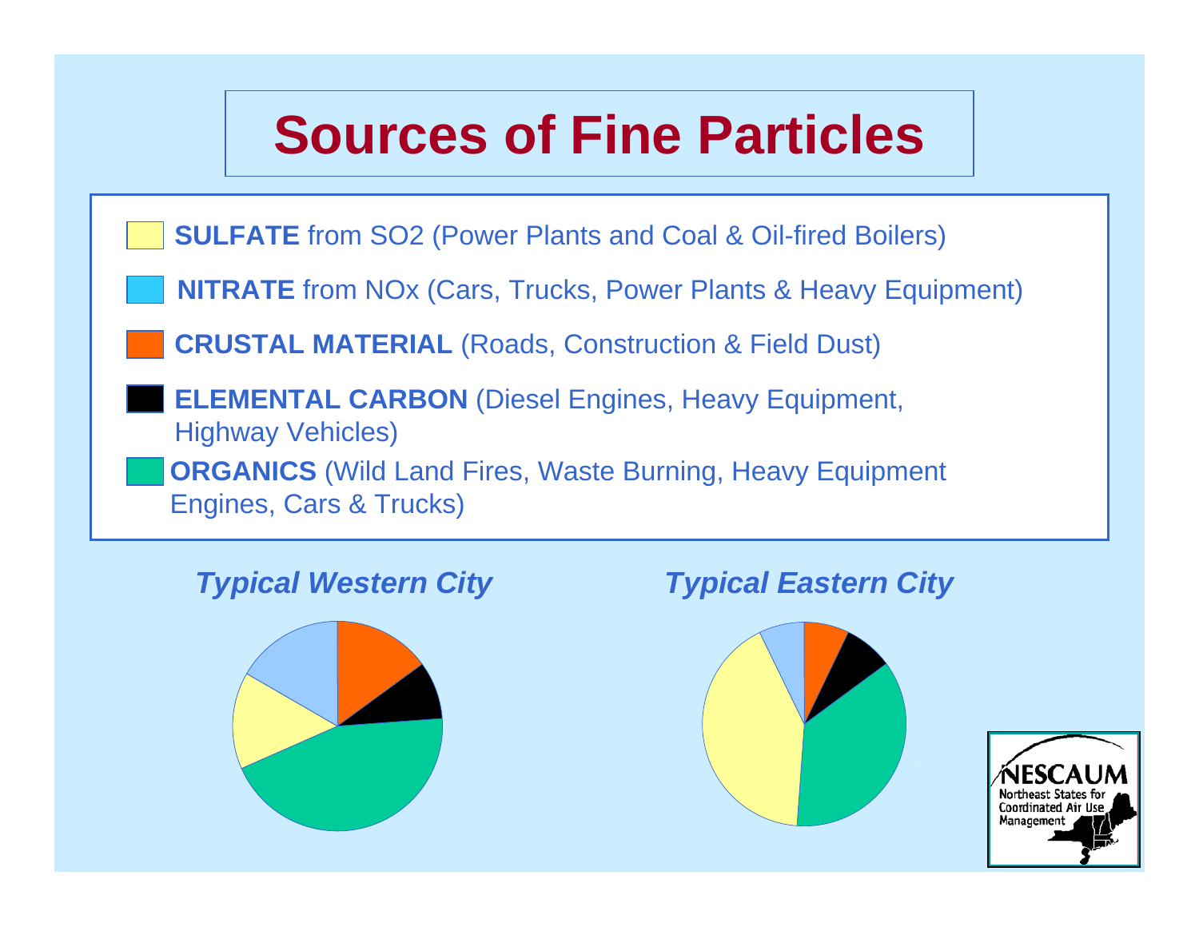# Sources of Fine Particles

- **SULFATE** from SO2 (Power Plants and Coal & Oil-fired Boilers)
- **NITRATE** from NOx (Cars, Trucks, Power Plants & Heavy Equipment)
- **CRUSTAL MATERIAL** (Roads, Construction & Field Dust)
- **ELEMENTAL CARBON** (Diesel Engines, Heavy Equipment, Highway Vehicles)
- **ORGANICS** (Wild Land Fires, Waste Burning, Heavy Equipment Engines, Cars & Trucks)

***Typical Western City***

***Typical Eastern City***

NESCAUM
Northeast States for Coordinated Air Use Management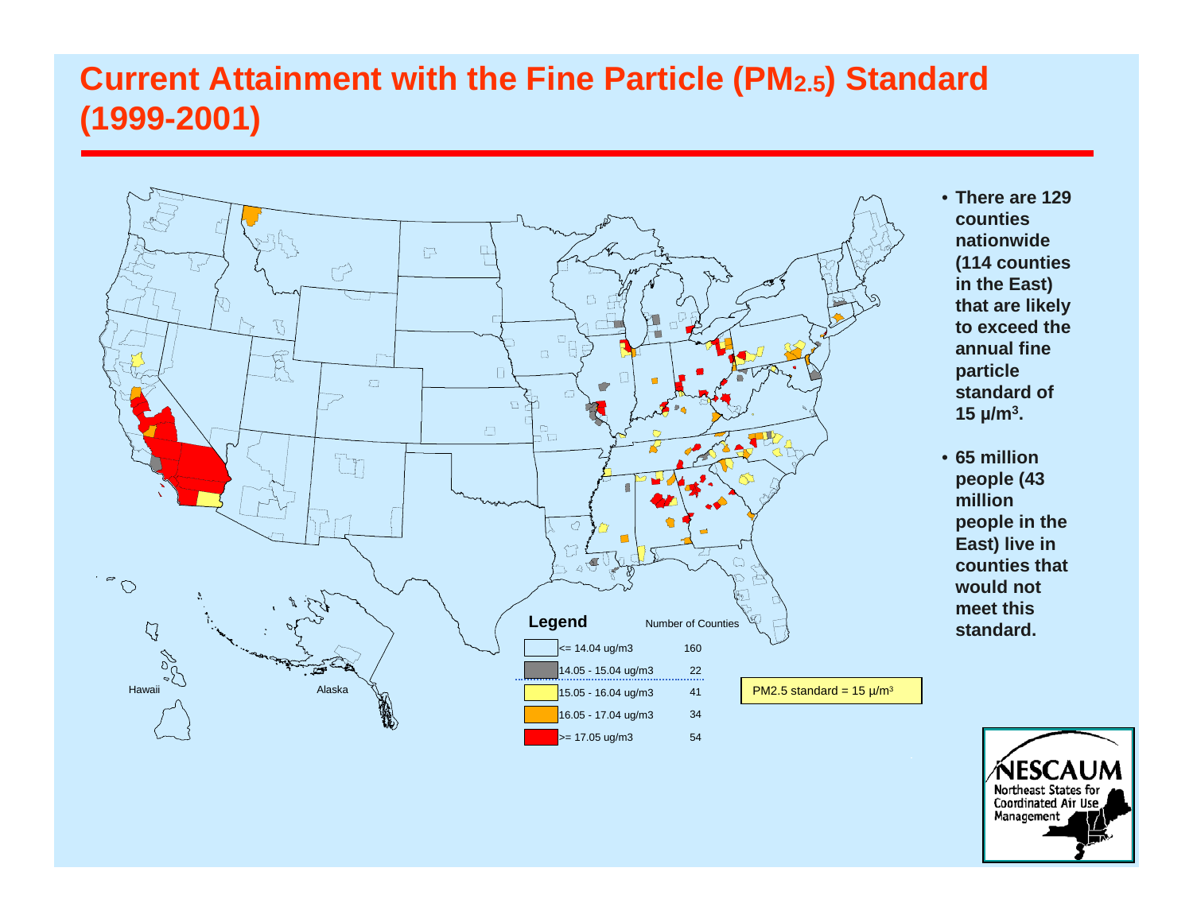# Current Attainment with the Fine Particle ($PM_{2.5}$) Standard (1999-2001)

| Legend | Number of Counties |
|---|---|
| <= 14.04 ug/m3 | 160 |
| 14.05 - 15.04 ug/m3 | 22 |
| 15.05 - 16.04 ug/m3 | 41 |
| 16.05 - 17.04 ug/m3 | 34 |
| >= 17.05 ug/m3 | 54 |

PM2.5 standard = 15 µ/m$^3$

Hawaii

Alaska

- There are 129 counties nationwide (114 counties in the East) that are likely to exceed the annual fine particle standard of 15 µ/m$^3$.
- 65 million people (43 million people in the East) live in counties that would not meet this standard.

NESCAUM
Northeast States for Coordinated Air Use Management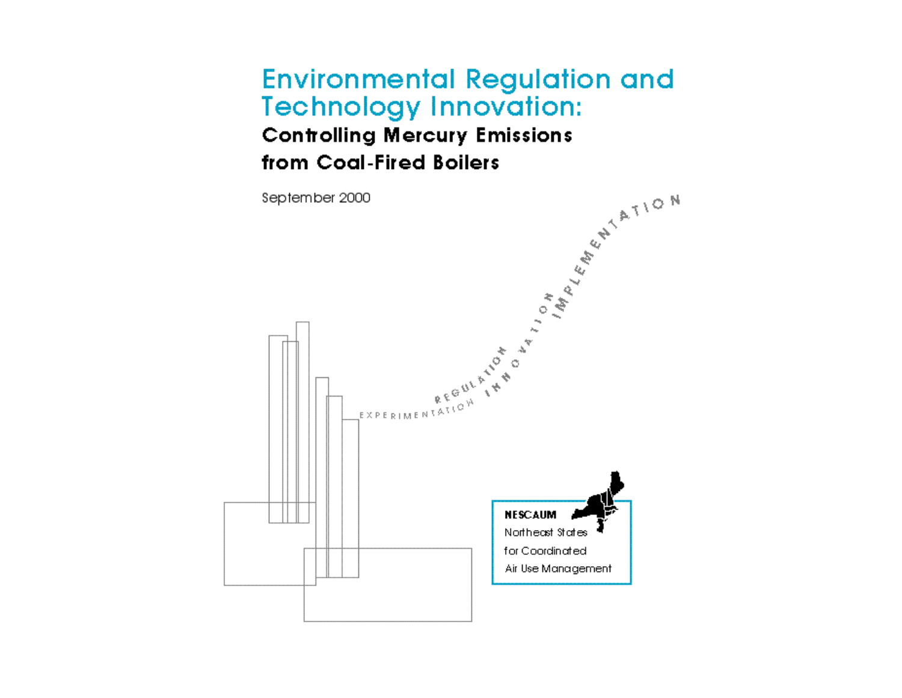# Environmental Regulation and Technology Innovation:

## Controlling Mercury Emissions from Coal-Fired Boilers

September 2000

EXPERIMENTATION REGULATION INNOVATION IMPLEMENTATION

**NESCAUM**
Northeast States
for Coordinated
Air Use Management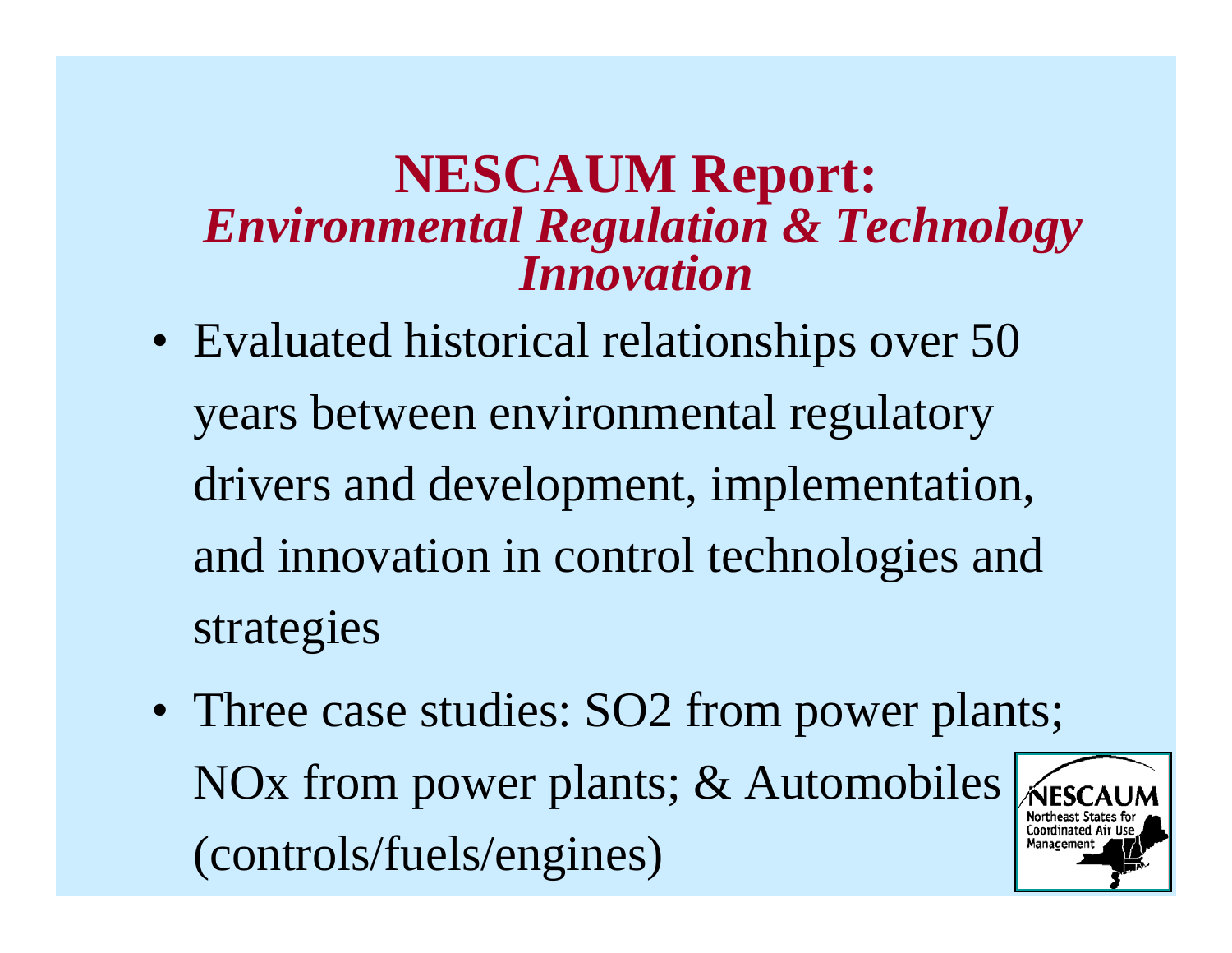# NESCAUM Report: *Environmental Regulation & Technology Innovation*

- Evaluated historical relationships over 50 years between environmental regulatory drivers and development, implementation, and innovation in control technologies and strategies
- Three case studies: $SO_2$ from power plants; $NO_x$ from power plants; & Automobiles (controls/fuels/engines)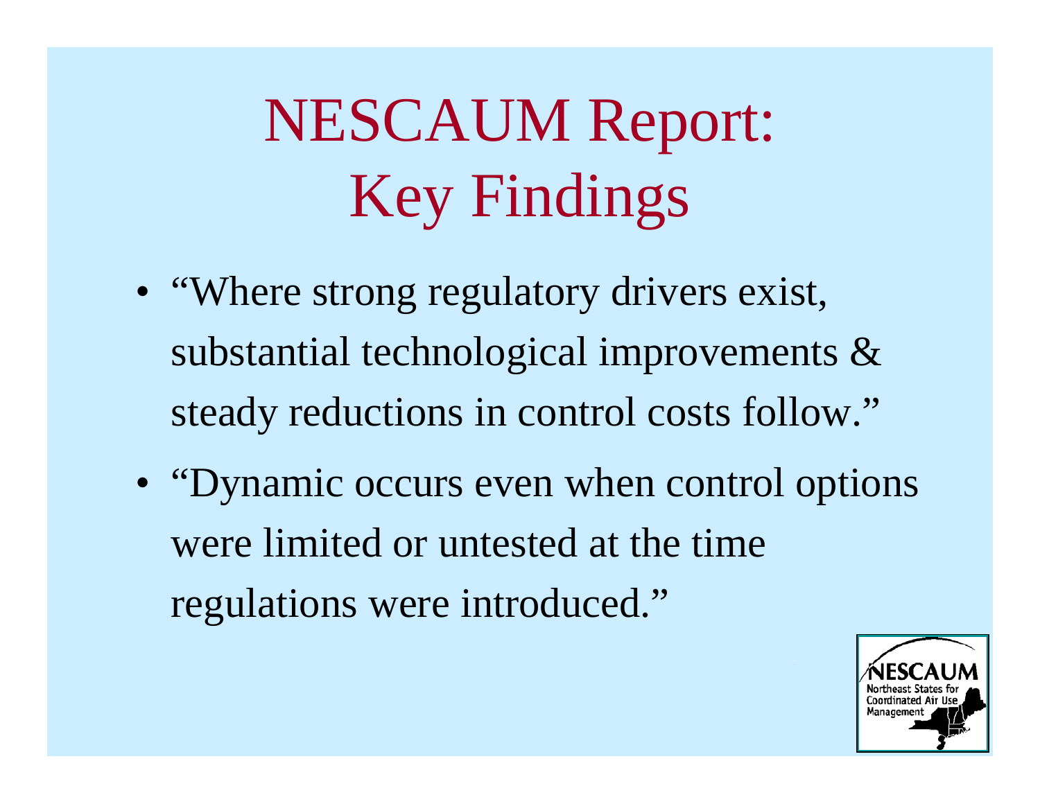# NESCAUM Report: Key Findings

- "Where strong regulatory drivers exist, substantial technological improvements & steady reductions in control costs follow."
- "Dynamic occurs even when control options were limited or untested at the time regulations were introduced."

NESCAUM
Northeast States for Coordinated Air Use Management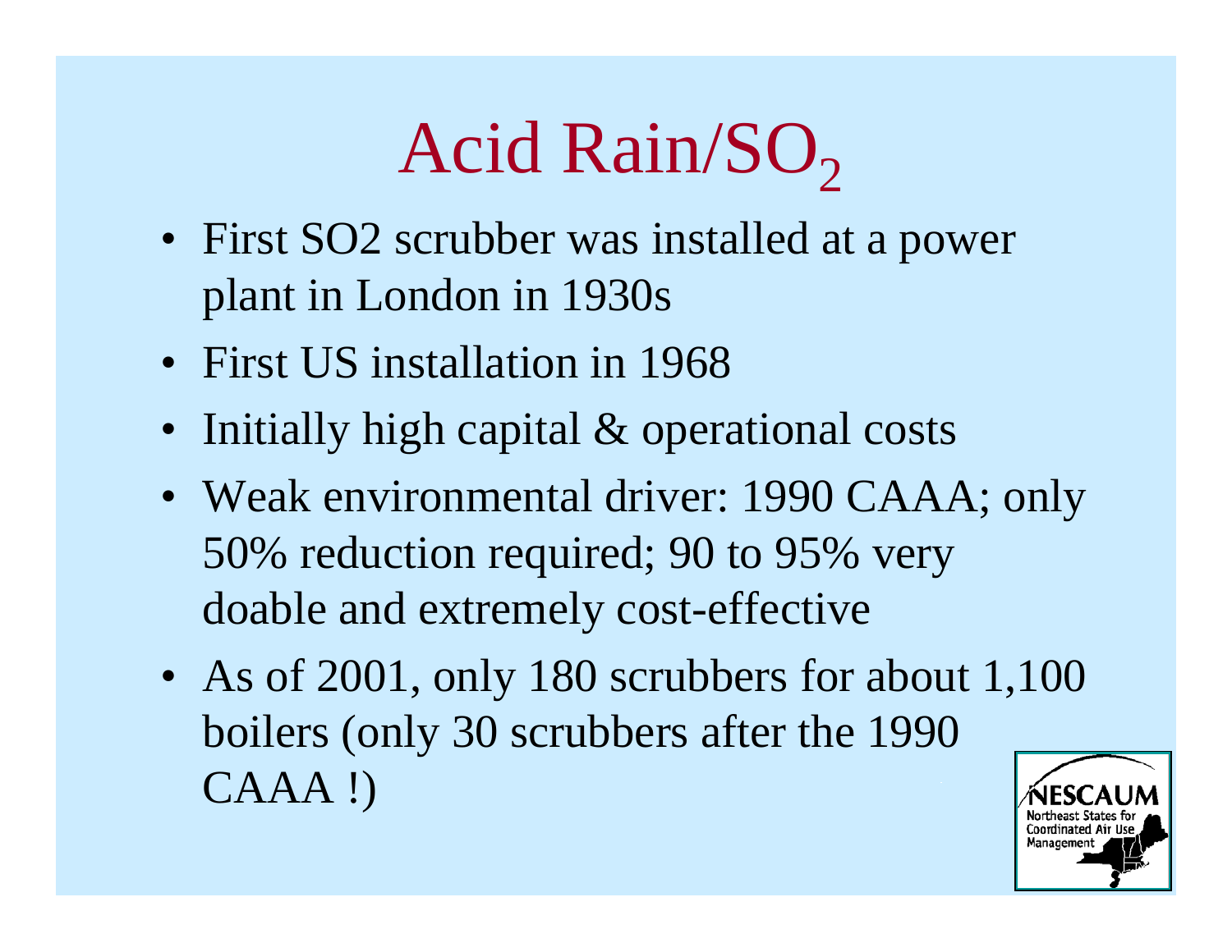# Acid Rain/$SO_2$

- First SO2 scrubber was installed at a power plant in London in 1930s
- First US installation in 1968
- Initially high capital & operational costs
- Weak environmental driver: 1990 CAAA; only 50% reduction required; 90 to 95% very doable and extremely cost-effective
- As of 2001, only 180 scrubbers for about 1,100 boilers (only 30 scrubbers after the 1990 CAAA !)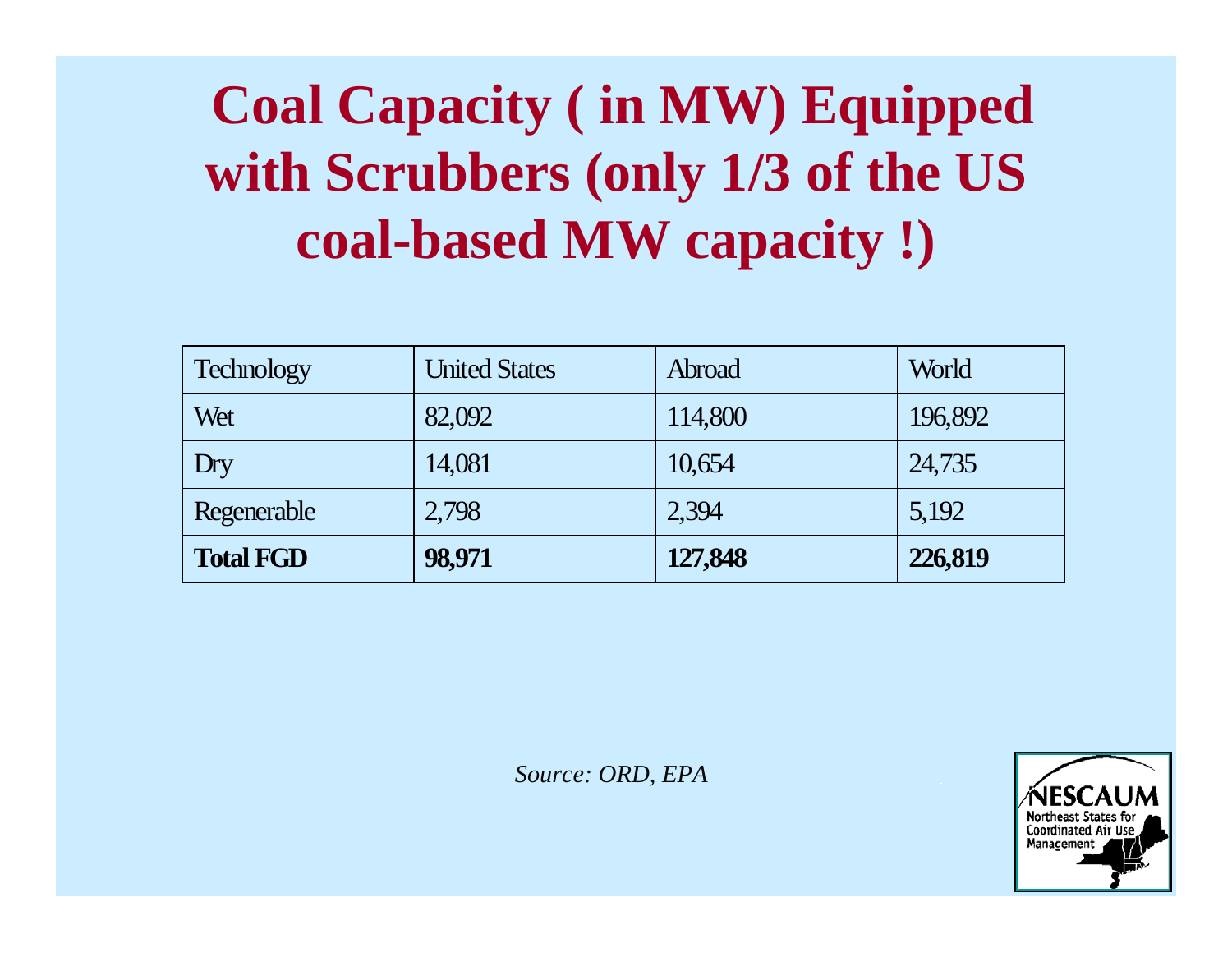# Coal Capacity ( in MW) Equipped with Scrubbers (only 1/3 of the US coal-based MW capacity !)

| Technology | United States | Abroad | World |
|---|---|---|---|
| Wet | 82,092 | 114,800 | 196,892 |
| Dry | 14,081 | 10,654 | 24,735 |
| Regenerable | 2,798 | 2,394 | 5,192 |
| **Total FGD** | **98,971** | **127,848** | **226,819** |

*Source: ORD, EPA*

NESCAUM
Northeast States for Coordinated Air Use Management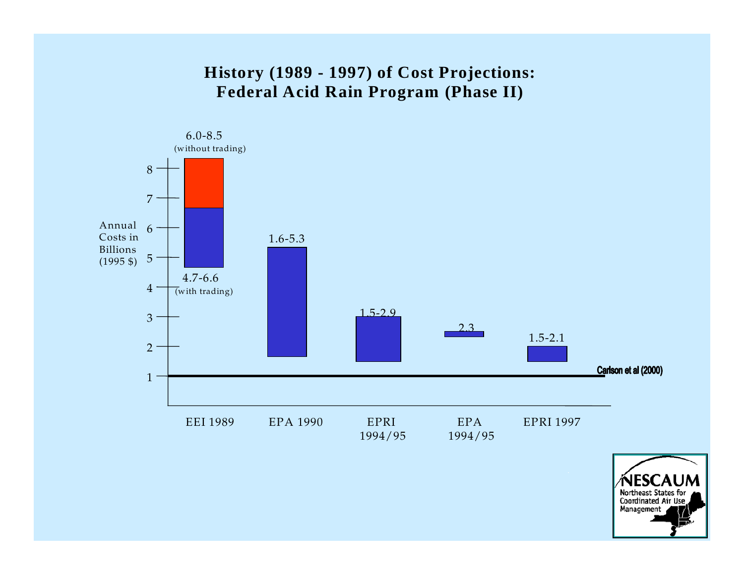# History (1989 - 1997) of Cost Projections: Federal Acid Rain Program (Phase II)

Annual Costs in Billions (1995 $)

| Study | Projected Annual Cost (Billions, 1995 $) |
|---|---|
| EEI 1989 | 6.0-8.5 (without trading); 4.7-6.6 (with trading) |
| EPA 1990 | 1.6-5.3 |
| EPRI 1994/95 | 1.5-2.9 |
| EPA 1994/95 | 2.3 |
| EPRI 1997 | 1.5-2.1 |

Carlson et al (2000)

NESCAUM
Northeast States for Coordinated Air Use Management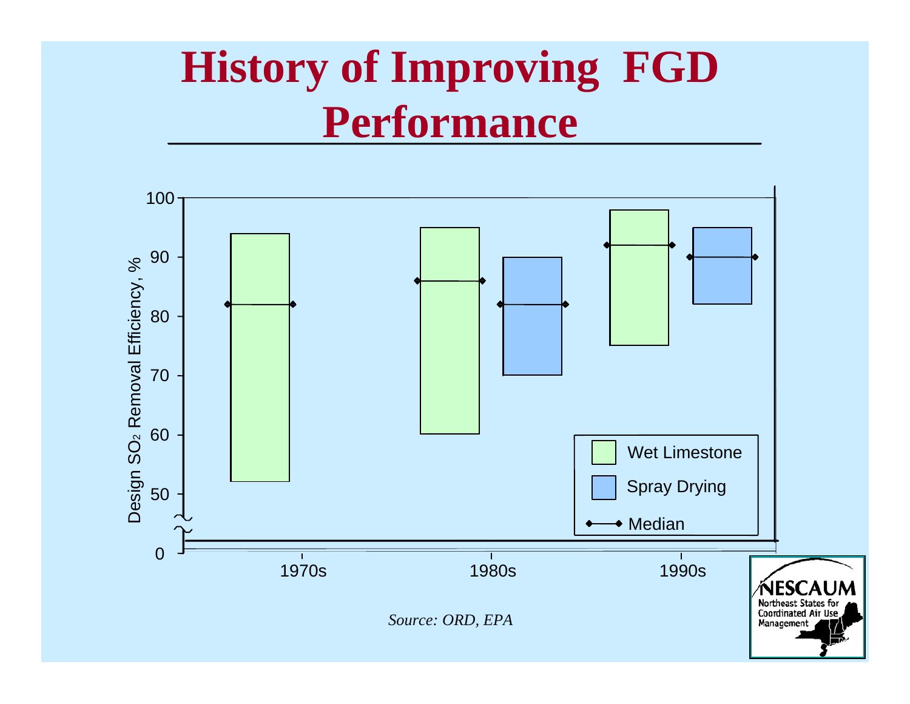# History of Improving FGD Performance

Design $SO_2$ Removal Efficiency, %

| | Wet Limestone | Spray Drying | Median |
|---|---|---|---|
| 1970s | 52–94 | | 82 (Wet Limestone) |
| 1980s | 60–95 | 70–90 | 86 (Wet Limestone), 82 (Spray Drying) |
| 1990s | 75–98 | 82–95 | 92 (Wet Limestone), 90 (Spray Drying) |

*Source: ORD, EPA*

NESCAUM
Northeast States for Coordinated Air Use Management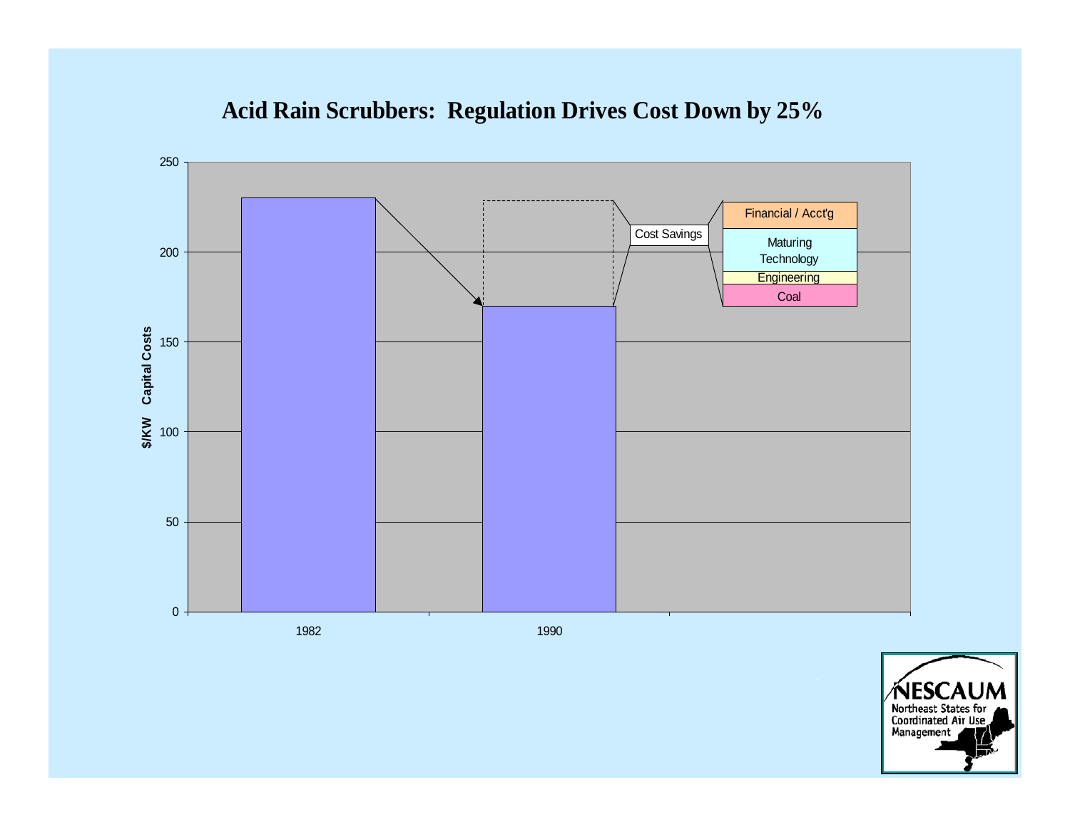# Acid Rain Scrubbers: Regulation Drives Cost Down by 25%

$/KW Capital Costs

| Year | $/KW Capital Costs |
| --- | --- |
| 1982 | 230 |
| 1990 | 170 |

Cost Savings:
- Financial / Acct'g
- Maturing Technology
- Engineering
- Coal

NESCAUM
Northeast States for Coordinated Air Use Management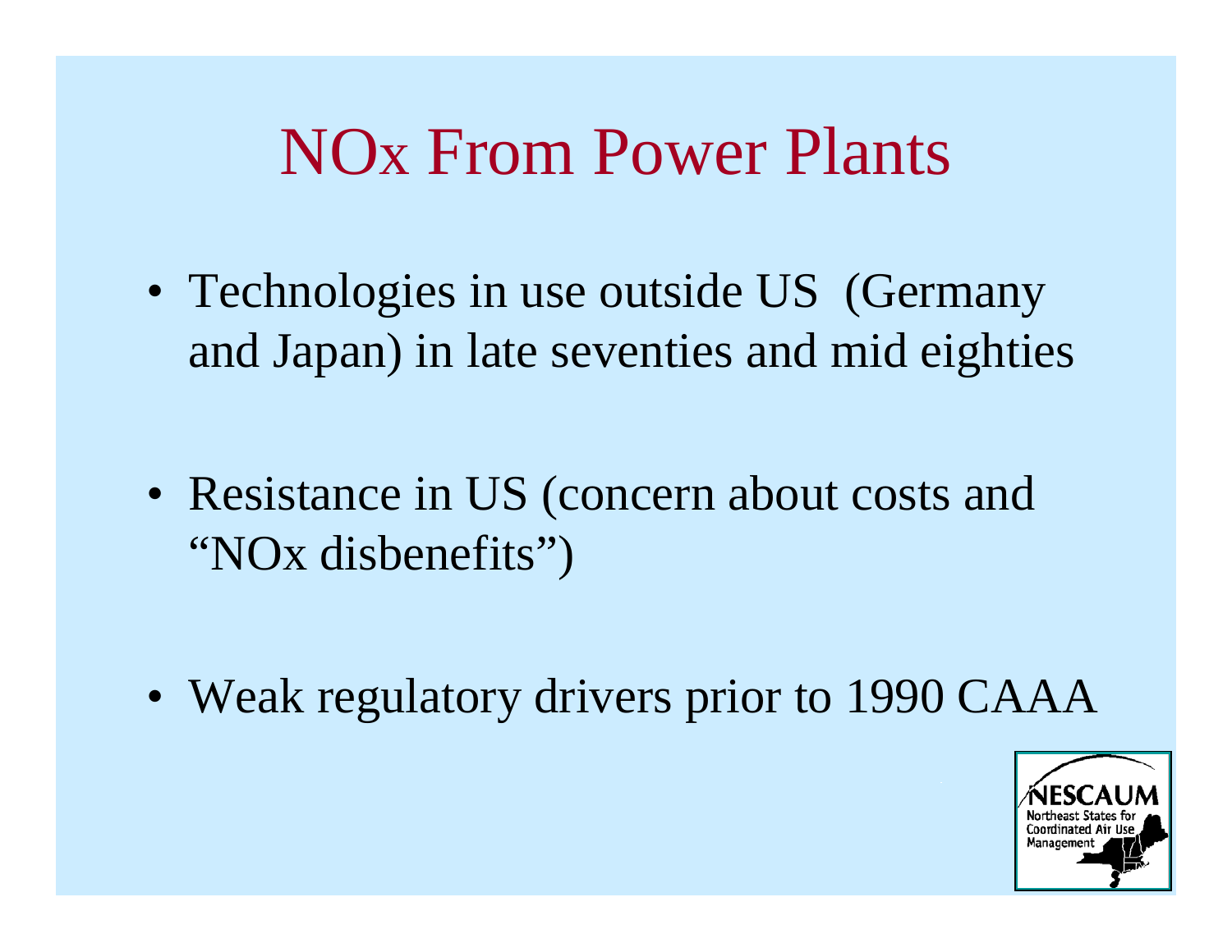# NOx From Power Plants

- Technologies in use outside US (Germany and Japan) in late seventies and mid eighties
- Resistance in US (concern about costs and "NOx disbenefits")
- Weak regulatory drivers prior to 1990 CAAA

NESCAUM
Northeast States for Coordinated Air Use Management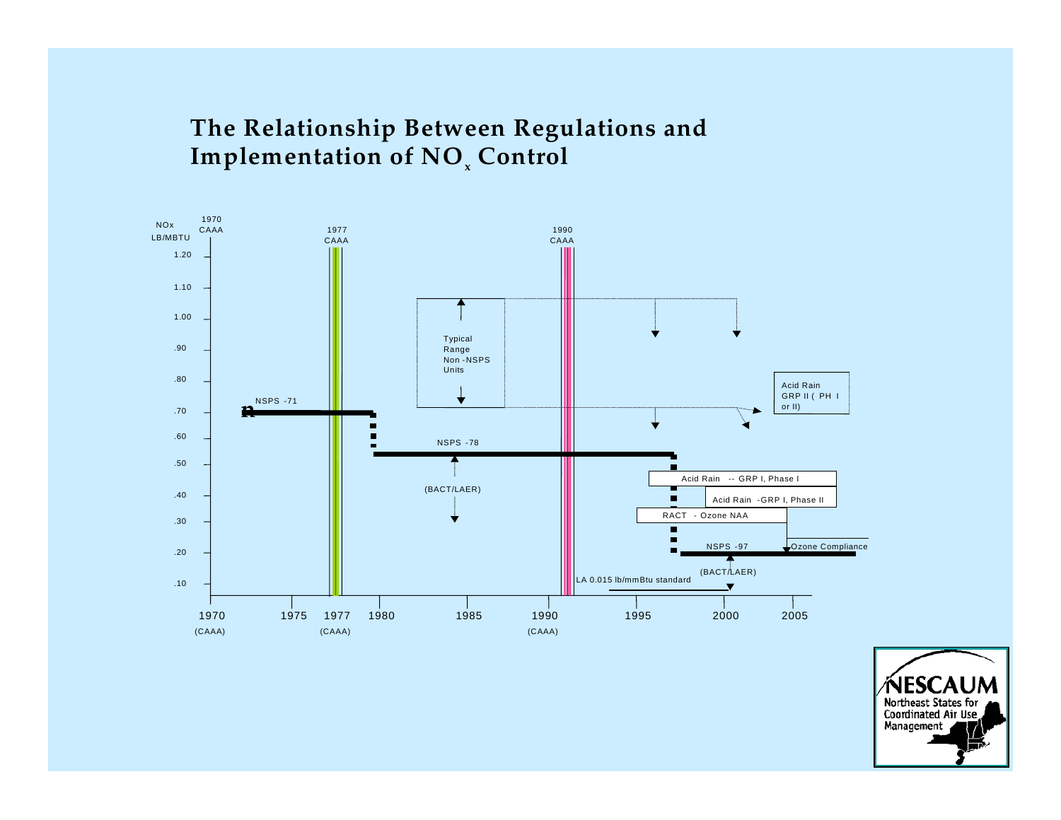# The Relationship Between Regulations and Implementation of $NO_x$ Control

NOx LB/MBTU

1970 CAAA

1977 CAAA

1990 CAAA

1.20

1.10

1.00

.90

.80

.70

.60

.50

.40

.30

.20

.10

Typical Range Non -NSPS Units

Acid Rain GRP II ( PH I or II)

NSPS -71

NSPS -78

(BACT/LAER)

Acid Rain -- GRP I, Phase I

Acid Rain -GRP I, Phase II

RACT - Ozone NAA

NSPS -97

Ozone Compliance

(BACT/LAER)

LA 0.015 lb/mmBtu standard

1970 (CAAA) 1975 1977 (CAAA) 1980 1985 1990 (CAAA) 1995 2000 2005

NESCAUM
Northeast States for Coordinated Air Use Management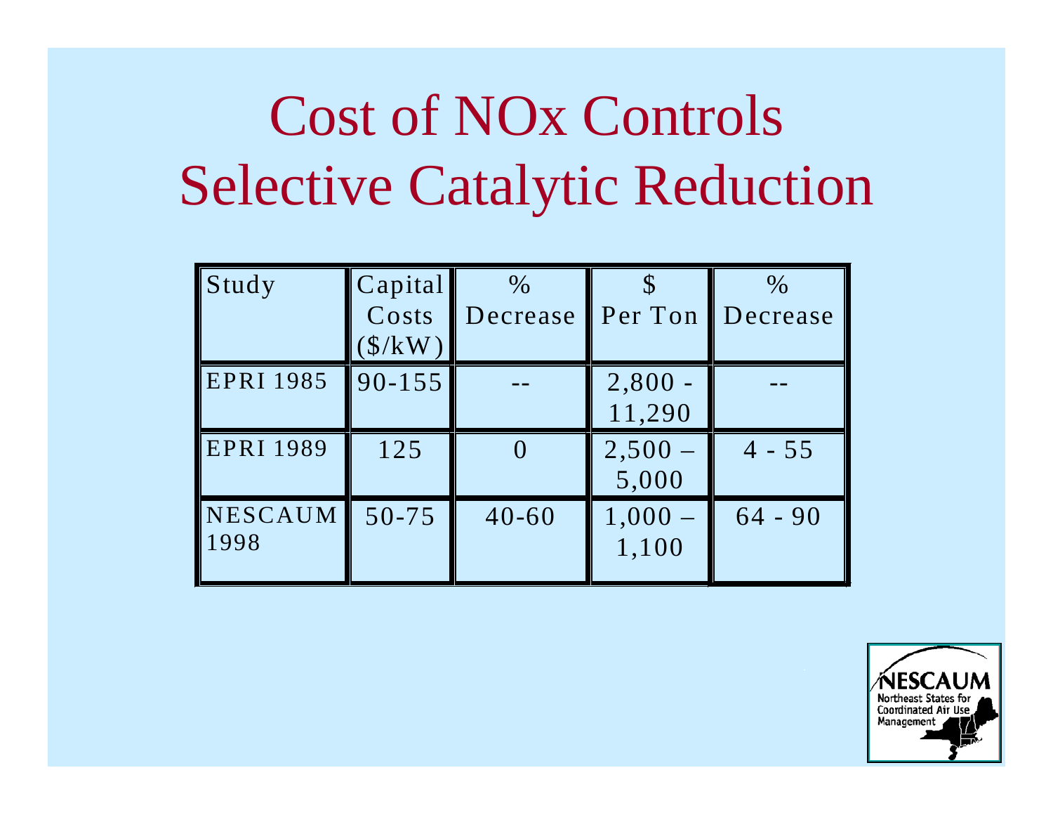# Cost of NOx Controls
# Selective Catalytic Reduction

| Study | Capital Costs ($/kW) | % Decrease | $ Per Ton | % Decrease |
|---|---|---|---|---|
| EPRI 1985 | 90-155 | -- | 2,800 - 11,290 | -- |
| EPRI 1989 | 125 | 0 | 2,500 – 5,000 | 4 - 55 |
| NESCAUM 1998 | 50-75 | 40-60 | 1,000 – 1,100 | 64 - 90 |

NESCAUM
Northeast States for Coordinated Air Use Management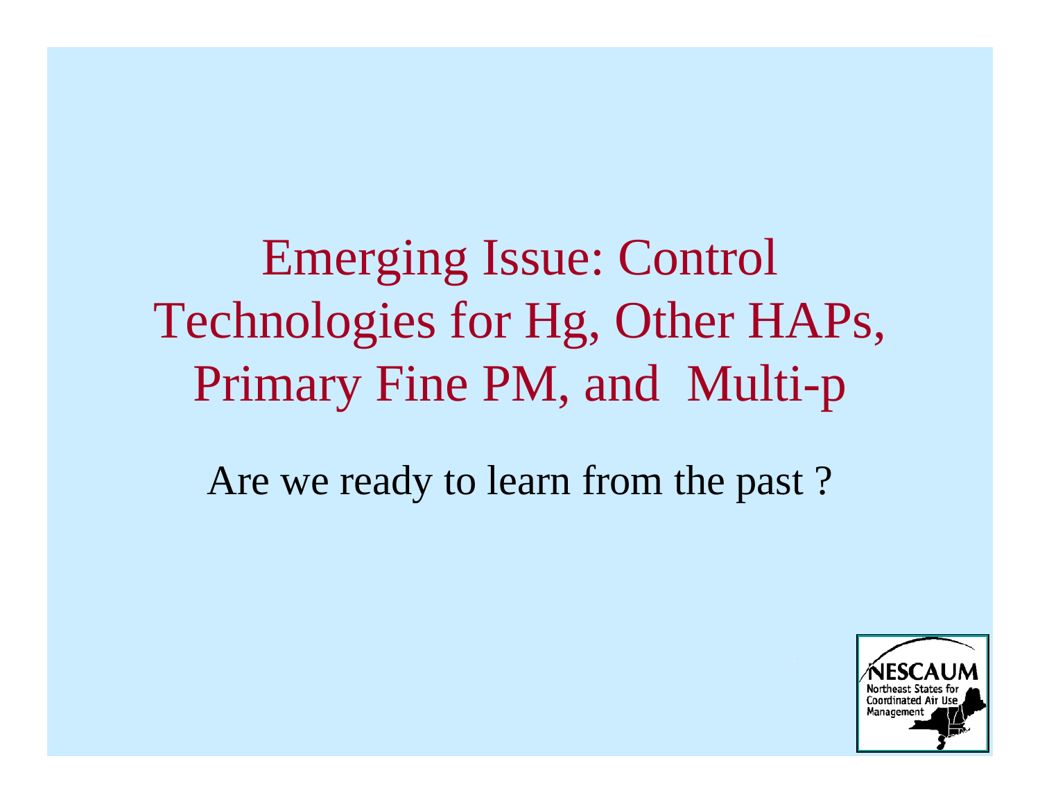# Emerging Issue: Control Technologies for Hg, Other HAPs, Primary Fine PM, and Multi-p

Are we ready to learn from the past ?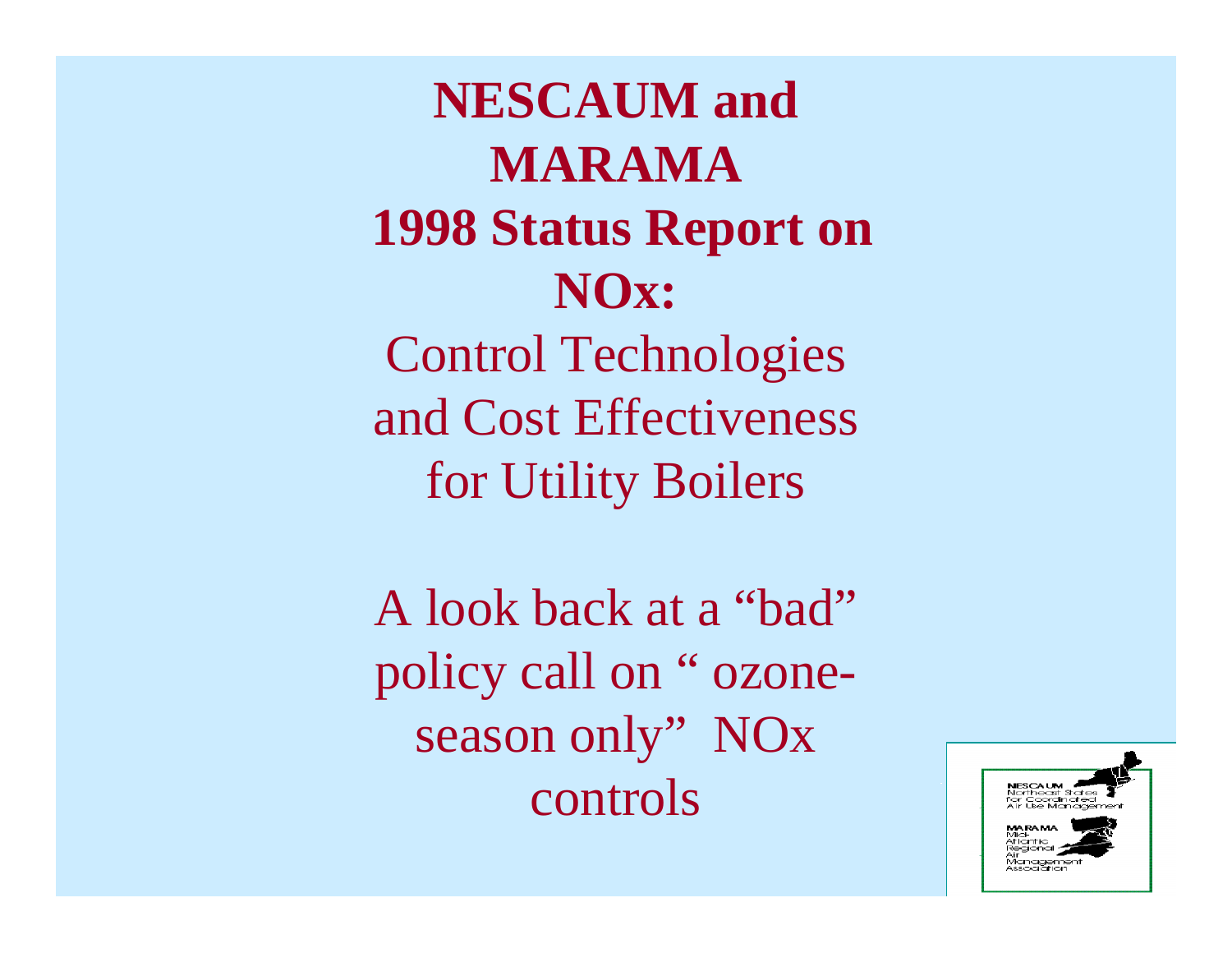# NESCAUM and MARAMA 1998 Status Report on NOx:

Control Technologies and Cost Effectiveness for Utility Boilers

A look back at a “bad” policy call on “ ozone-season only” NOx controls

NESCAUM
Northeast States for Coordinated Air Use Management

MARAMA
Mid-Atlantic Regional Air Management Association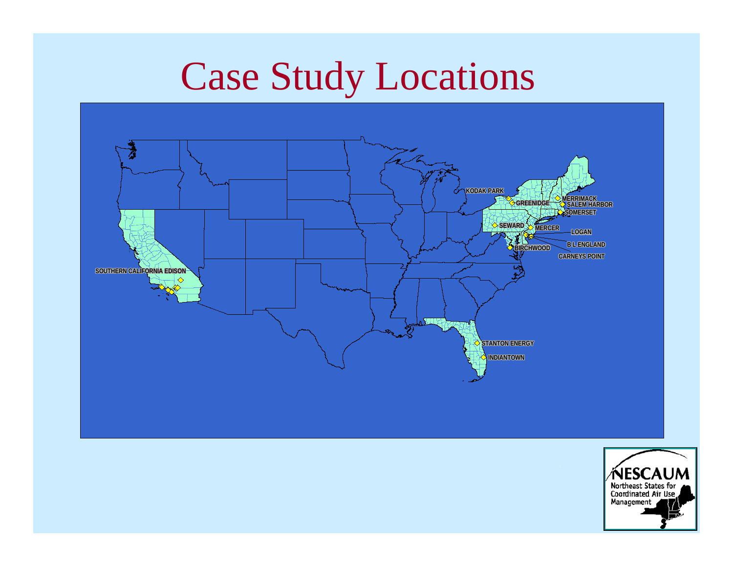# Case Study Locations

SOUTHERN CALIFORNIA EDISON

KODAK PARK

GREENIDGE

MERRIMACK

SALEM HARBOR

SOMERSET

SEWARD

MERCER

LOGAN

B L ENGLAND

BIRCHWOOD

CARNEYS POINT

STANTON ENERGY

INDIANTOWN

NESCAUM
Northeast States for Coordinated Air Use Management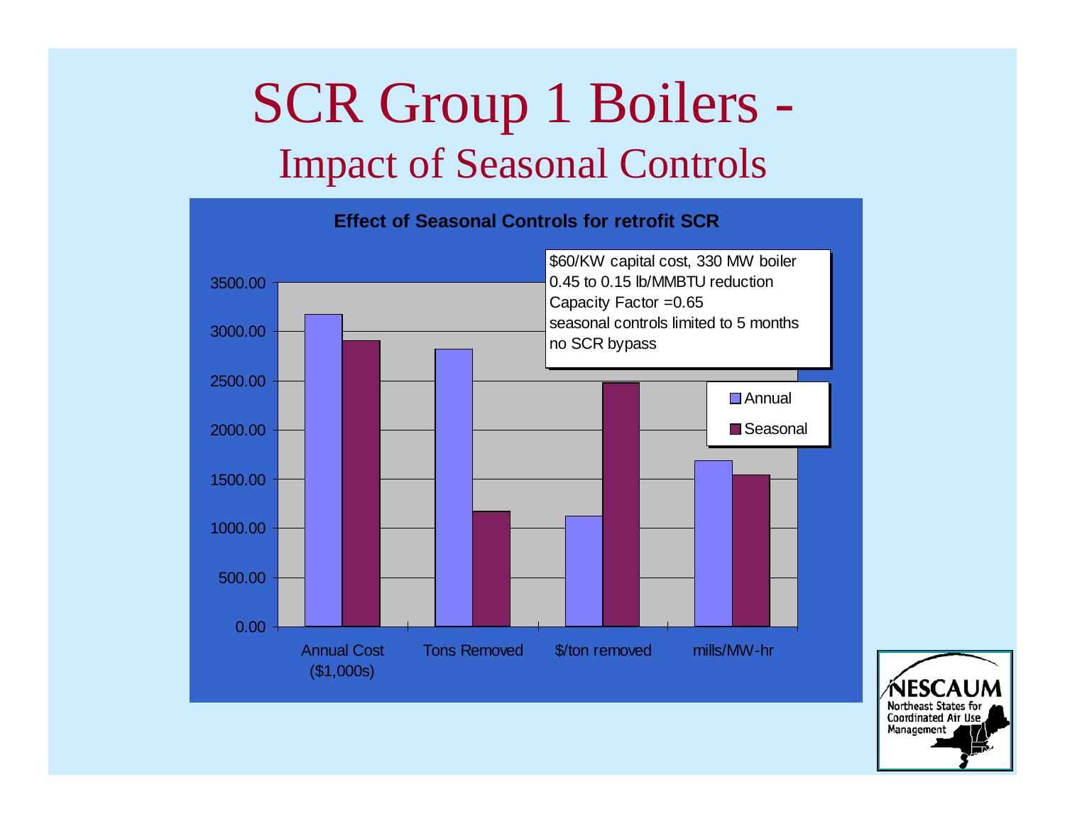# SCR Group 1 Boilers -
## Impact of Seasonal Controls

**Effect of Seasonal Controls for retrofit SCR**

$60/KW capital cost, 330 MW boiler
0.45 to 0.15 lb/MMBTU reduction
Capacity Factor =0.65
seasonal controls limited to 5 months
no SCR bypass

| | Annual | Seasonal |
|---|---|---|
| Annual Cost ($1,000s) | ~3170 | ~2900 |
| Tons Removed | ~2820 | ~1170 |
| $/ton removed | ~1120 | ~2470 |
| mills/MW-hr | ~1690 | ~1540 |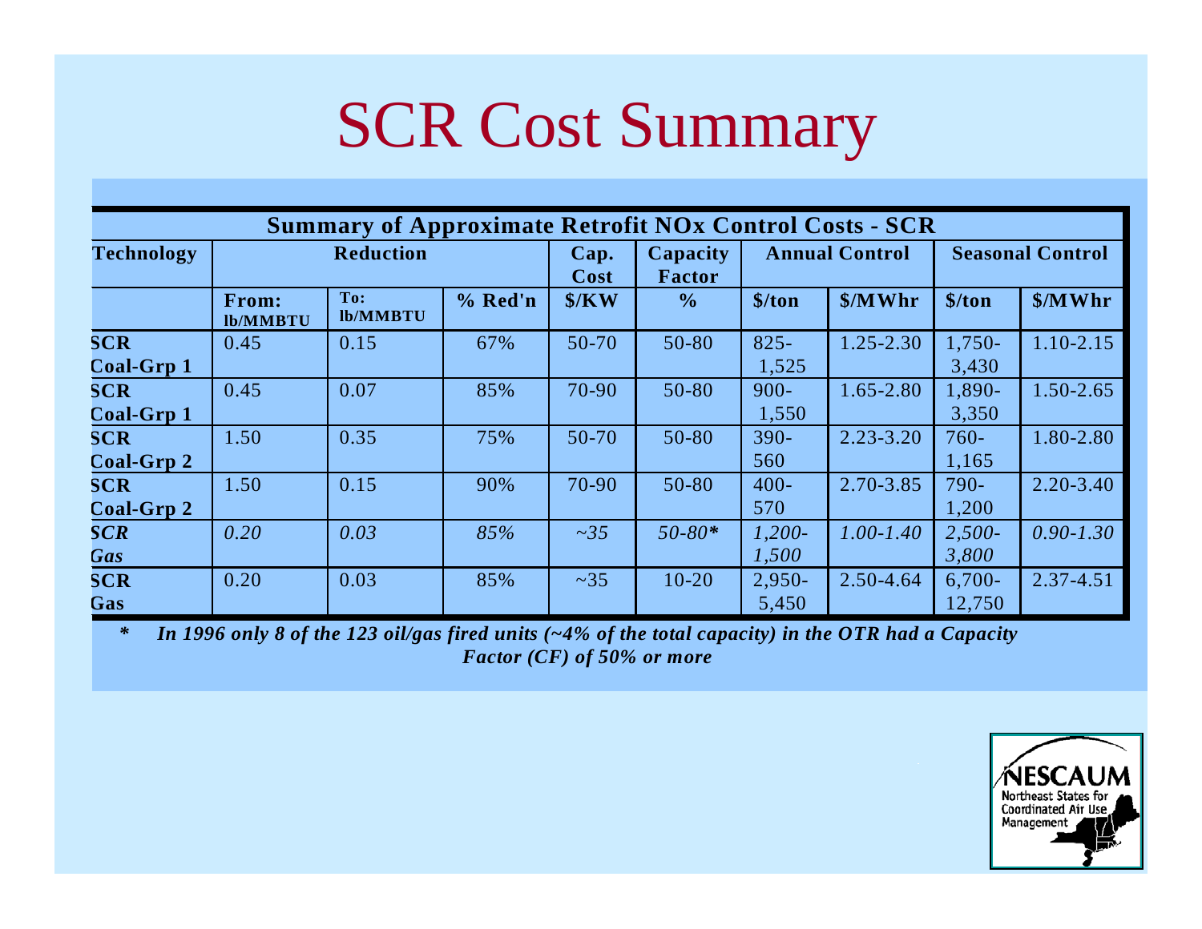# SCR Cost Summary

| Summary of Approximate Retrofit NOx Control Costs - SCR | | | | | | | | | |
|---|---|---|---|---|---|---|---|---|---|
| **Technology** | **Reduction** | | | **Cap. Cost** | **Capacity Factor** | **Annual Control** | | **Seasonal Control** | |
| | **From: lb/MMBTU** | **To: lb/MMBTU** | **% Red'n** | **$/KW** | **%** | **$/ton** | **$/MWhr** | **$/ton** | **$/MWhr** |
| **SCR Coal-Grp 1** | 0.45 | 0.15 | 67% | 50-70 | 50-80 | 825-1,525 | 1.25-2.30 | 1,750-3,430 | 1.10-2.15 |
| **SCR Coal-Grp 1** | 0.45 | 0.07 | 85% | 70-90 | 50-80 | 900-1,550 | 1.65-2.80 | 1,890-3,350 | 1.50-2.65 |
| **SCR Coal-Grp 2** | 1.50 | 0.35 | 75% | 50-70 | 50-80 | 390-560 | 2.23-3.20 | 760-1,165 | 1.80-2.80 |
| **SCR Coal-Grp 2** | 1.50 | 0.15 | 90% | 70-90 | 50-80 | 400-570 | 2.70-3.85 | 790-1,200 | 2.20-3.40 |
| ***SCR Gas*** | *0.20* | *0.03* | *85%* | *~35* | *50-80\** | *1,200-1,500* | *1.00-1.40* | *2,500-3,800* | *0.90-1.30* |
| **SCR Gas** | 0.20 | 0.03 | 85% | ~35 | 10-20 | 2,950-5,450 | 2.50-4.64 | 6,700-12,750 | 2.37-4.51 |

***\*   In 1996 only 8 of the 123 oil/gas fired units (~4% of the total capacity) in the OTR had a Capacity Factor (CF) of 50% or more***

NESCAUM
Northeast States for Coordinated Air Use Management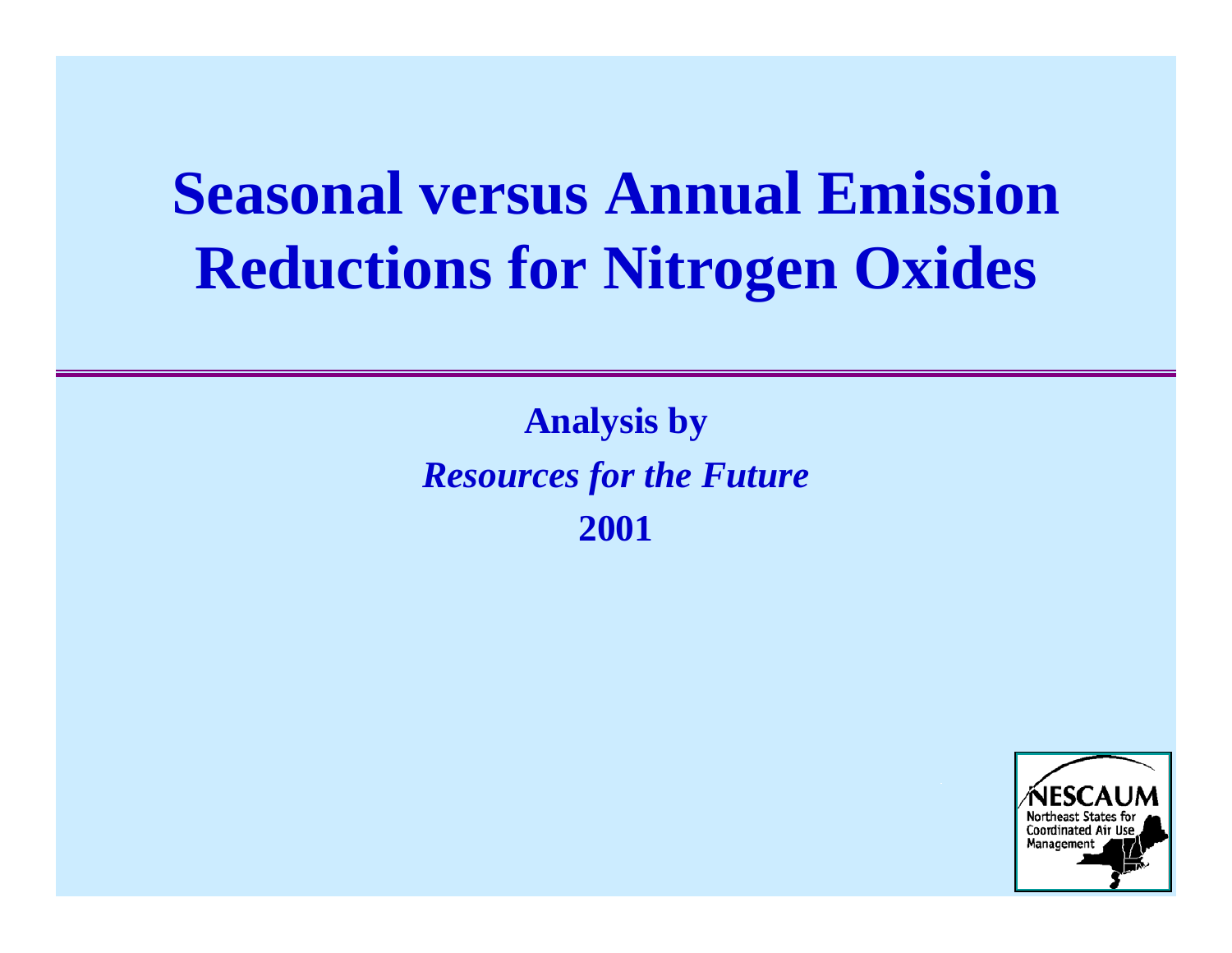# Seasonal versus Annual Emission Reductions for Nitrogen Oxides

**Analysis by**

***Resources for the Future***

**2001**

NESCAUM
Northeast States for Coordinated Air Use Management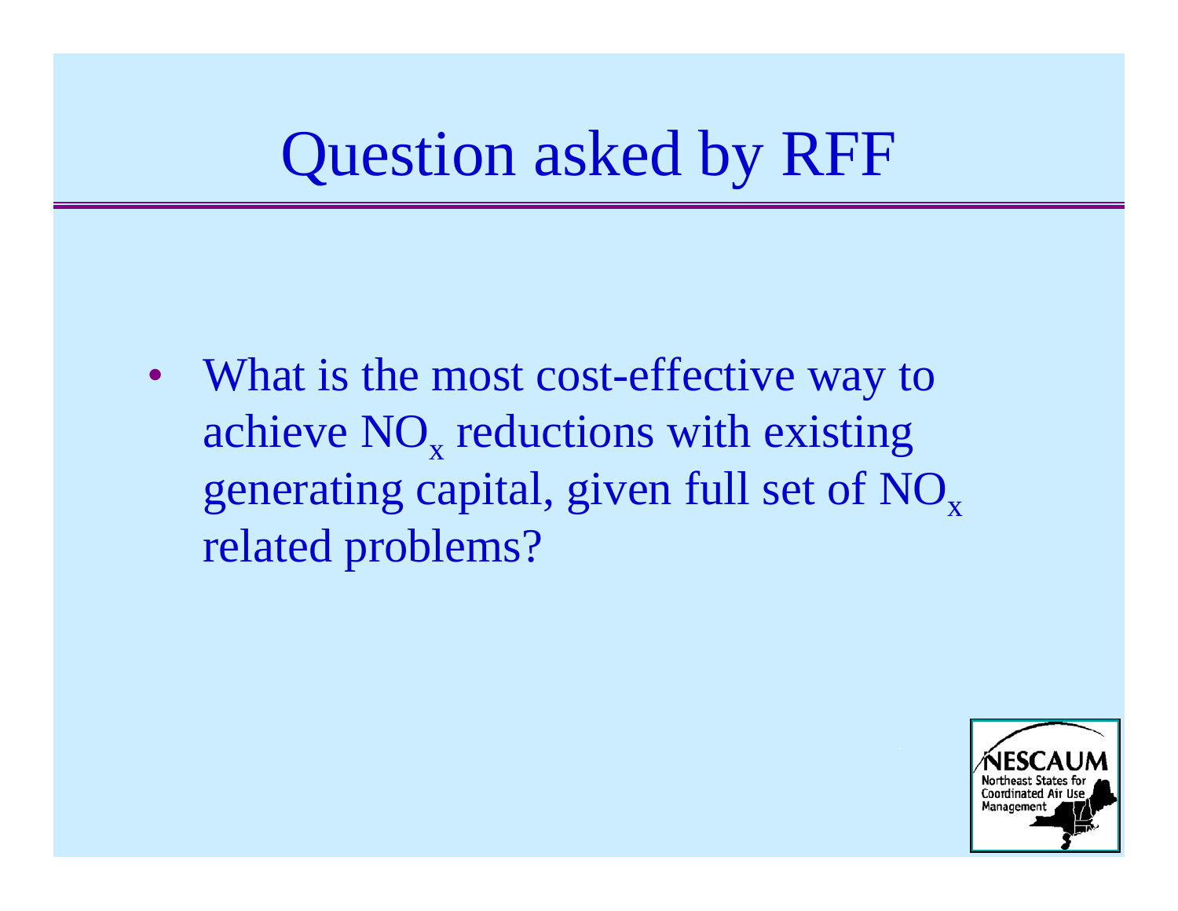# Question asked by RFF

- What is the most cost-effective way to achieve $NO_x$ reductions with existing generating capital, given full set of $NO_x$ related problems?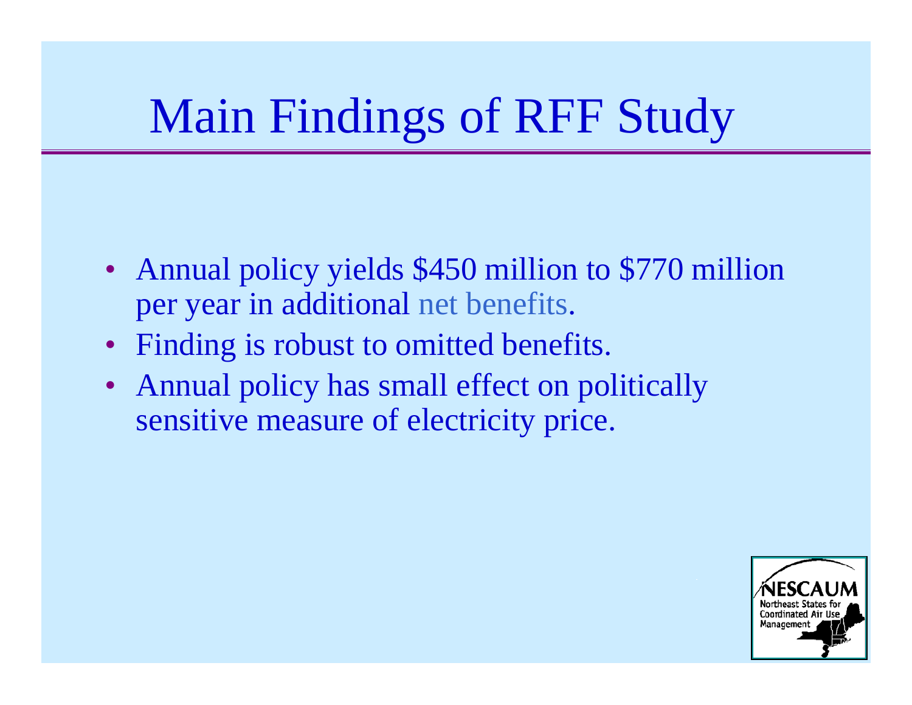# Main Findings of RFF Study

- Annual policy yields $450 million to $770 million per year in additional net benefits.
- Finding is robust to omitted benefits.
- Annual policy has small effect on politically sensitive measure of electricity price.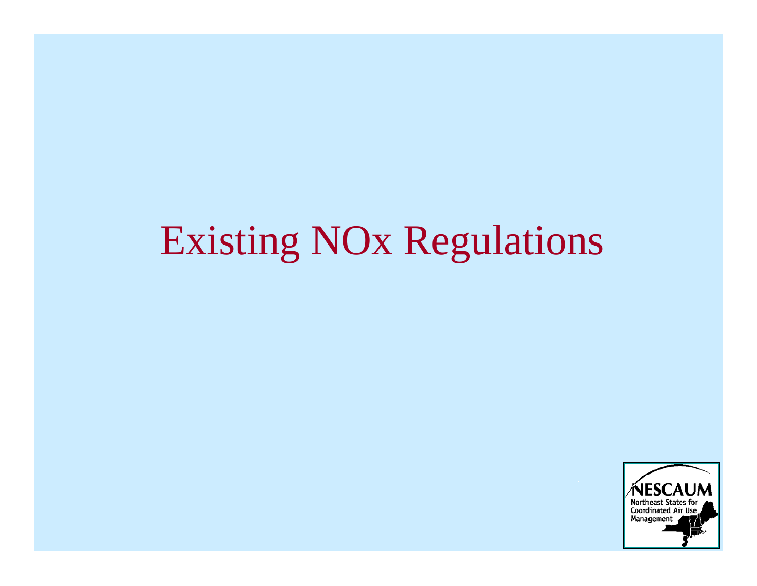# Existing NOx Regulations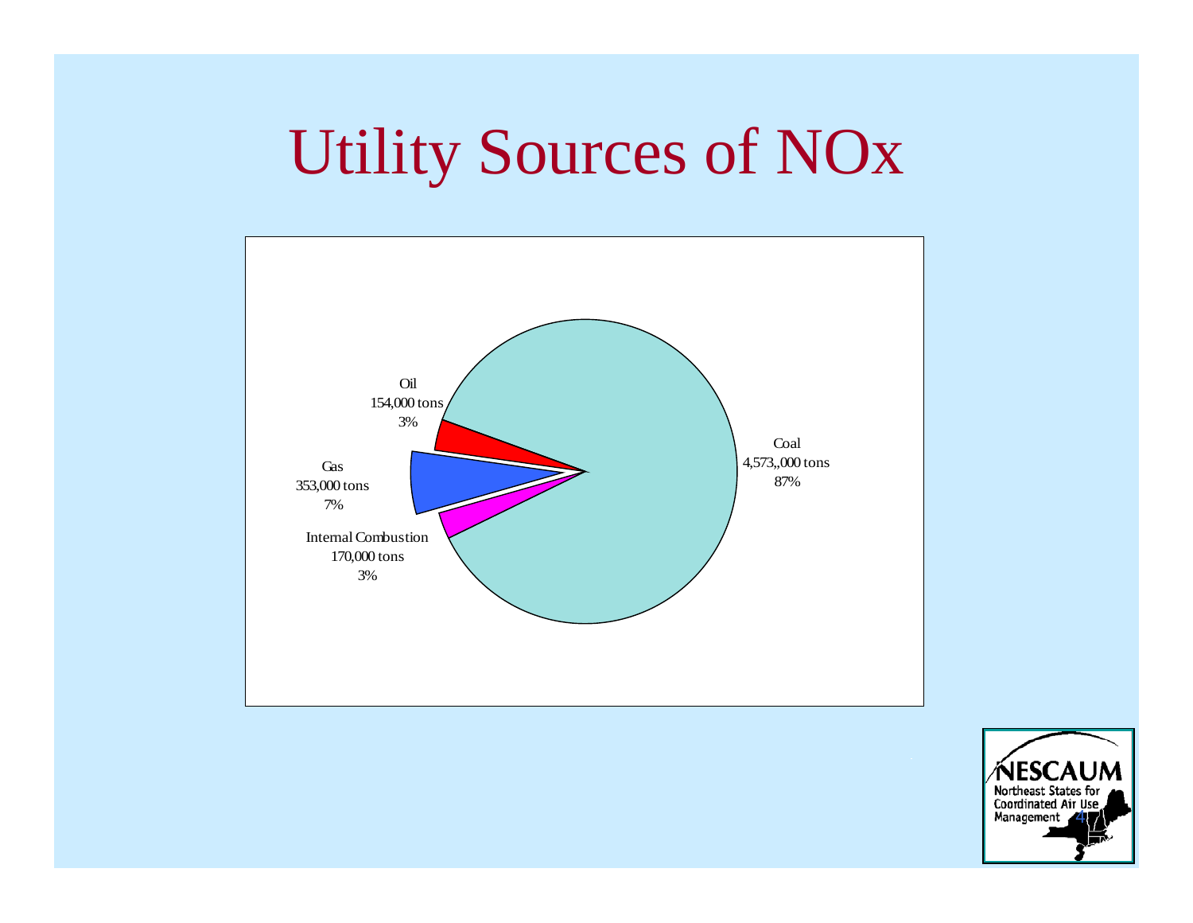# Utility Sources of NOx

Oil
154,000 tons
3%

Gas
353,000 tons
7%

Internal Combustion
170,000 tons
3%

Coal
4,573,,000 tons
87%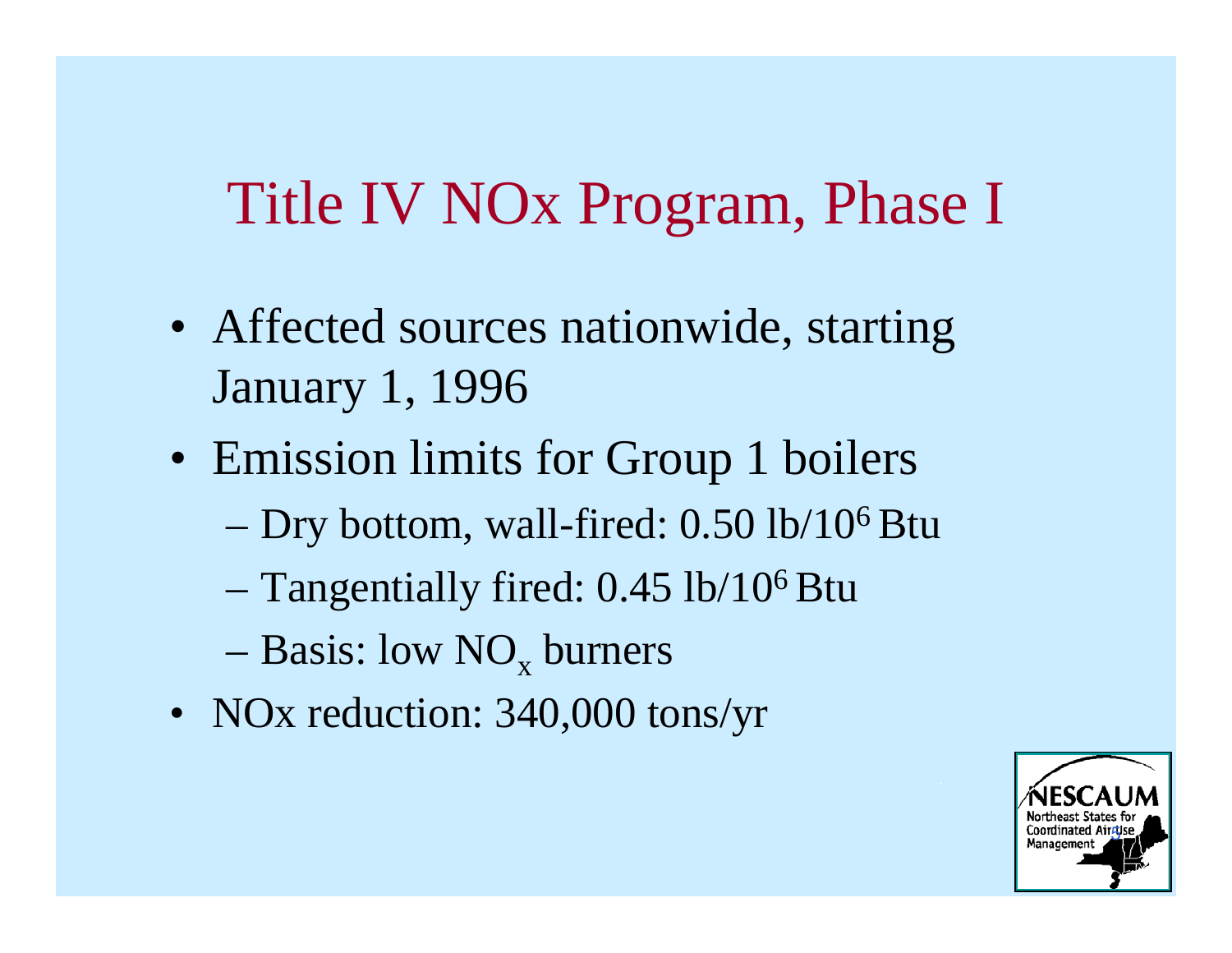# Title IV NOx Program, Phase I

- Affected sources nationwide, starting January 1, 1996
- Emission limits for Group 1 boilers
  - Dry bottom, wall-fired: 0.50 lb/$10^6$ Btu
  - Tangentially fired: 0.45 lb/$10^6$ Btu
  - Basis: low $NO_x$ burners
- NOx reduction: 340,000 tons/yr

NESCAUM Northeast States for Coordinated Air Use Management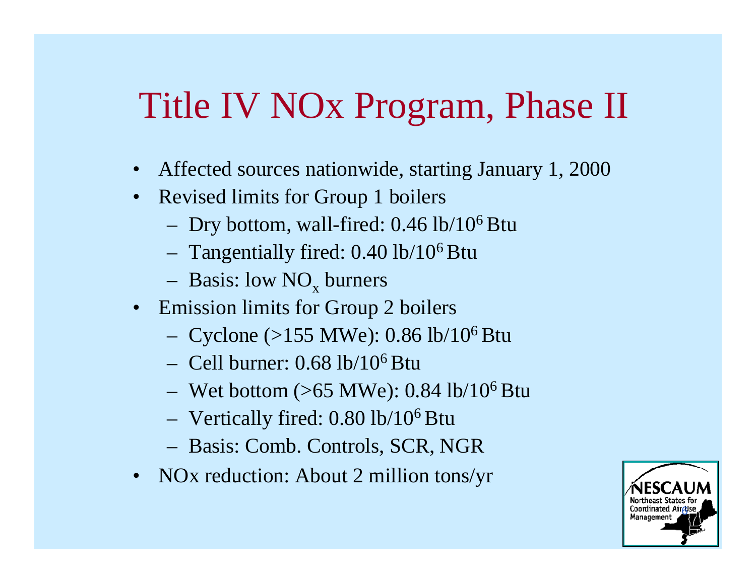# Title IV NOx Program, Phase II

- Affected sources nationwide, starting January 1, 2000
- Revised limits for Group 1 boilers
  - Dry bottom, wall-fired: 0.46 lb/$10^6$ Btu
  - Tangentially fired: 0.40 lb/$10^6$ Btu
  - Basis: low $NO_x$ burners
- Emission limits for Group 2 boilers
  - Cyclone (>155 MWe): 0.86 lb/$10^6$ Btu
  - Cell burner: 0.68 lb/$10^6$ Btu
  - Wet bottom (>65 MWe): 0.84 lb/$10^6$ Btu
  - Vertically fired: 0.80 lb/$10^6$ Btu
  - Basis: Comb. Controls, SCR, NGR
- NOx reduction: About 2 million tons/yr

NESCAUM
Northeast States for Coordinated Air Use Management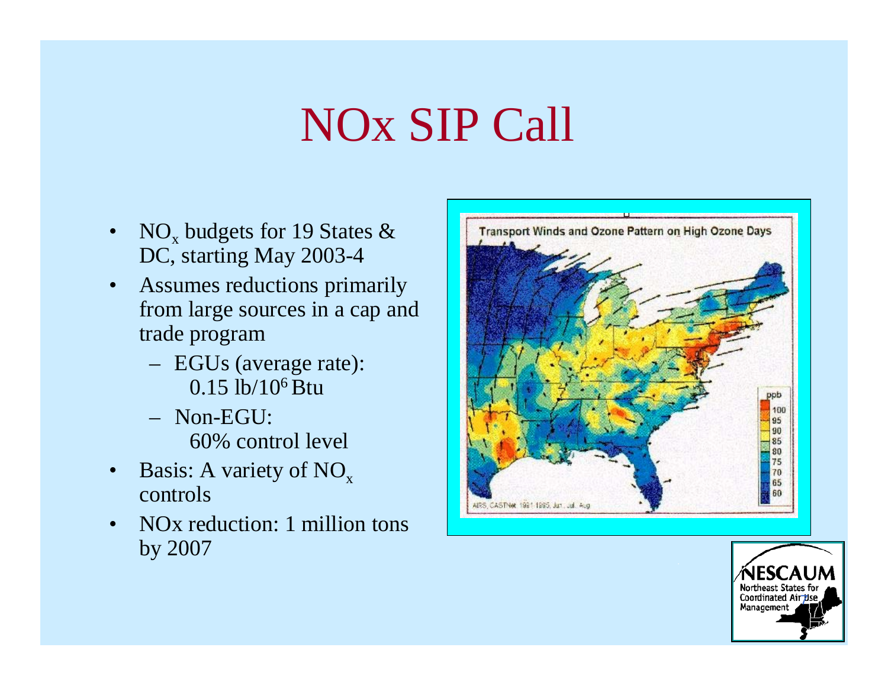# NOx SIP Call

- $NO_x$ budgets for 19 States & DC, starting May 2003-4
- Assumes reductions primarily from large sources in a cap and trade program
  - EGUs (average rate): 0.15 lb/$10^6$ Btu
  - Non-EGU: 60% control level
- Basis: A variety of $NO_x$ controls
- NOx reduction: 1 million tons by 2007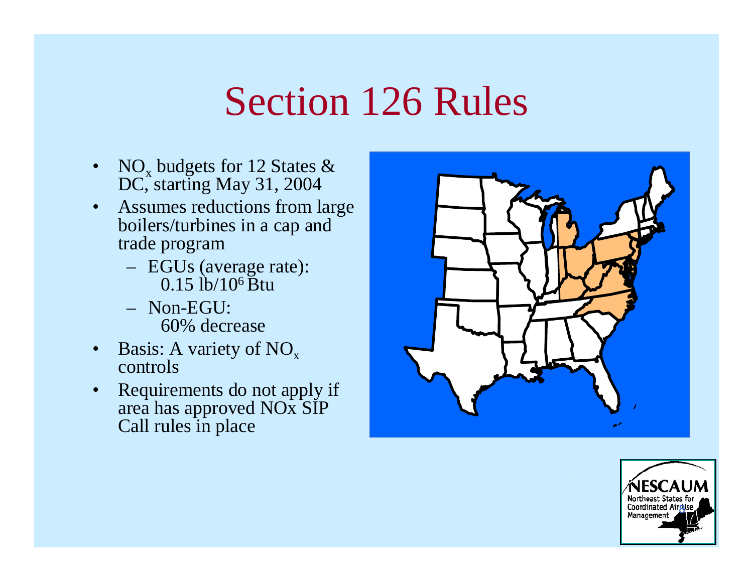# Section 126 Rules

- $NO_x$ budgets for 12 States & DC, starting May 31, 2004
- Assumes reductions from large boilers/turbines in a cap and trade program
  - EGUs (average rate): 0.15 lb/$10^6$ Btu
  - Non-EGU: 60% decrease
- Basis: A variety of $NO_x$ controls
- Requirements do not apply if area has approved NOx SIP Call rules in place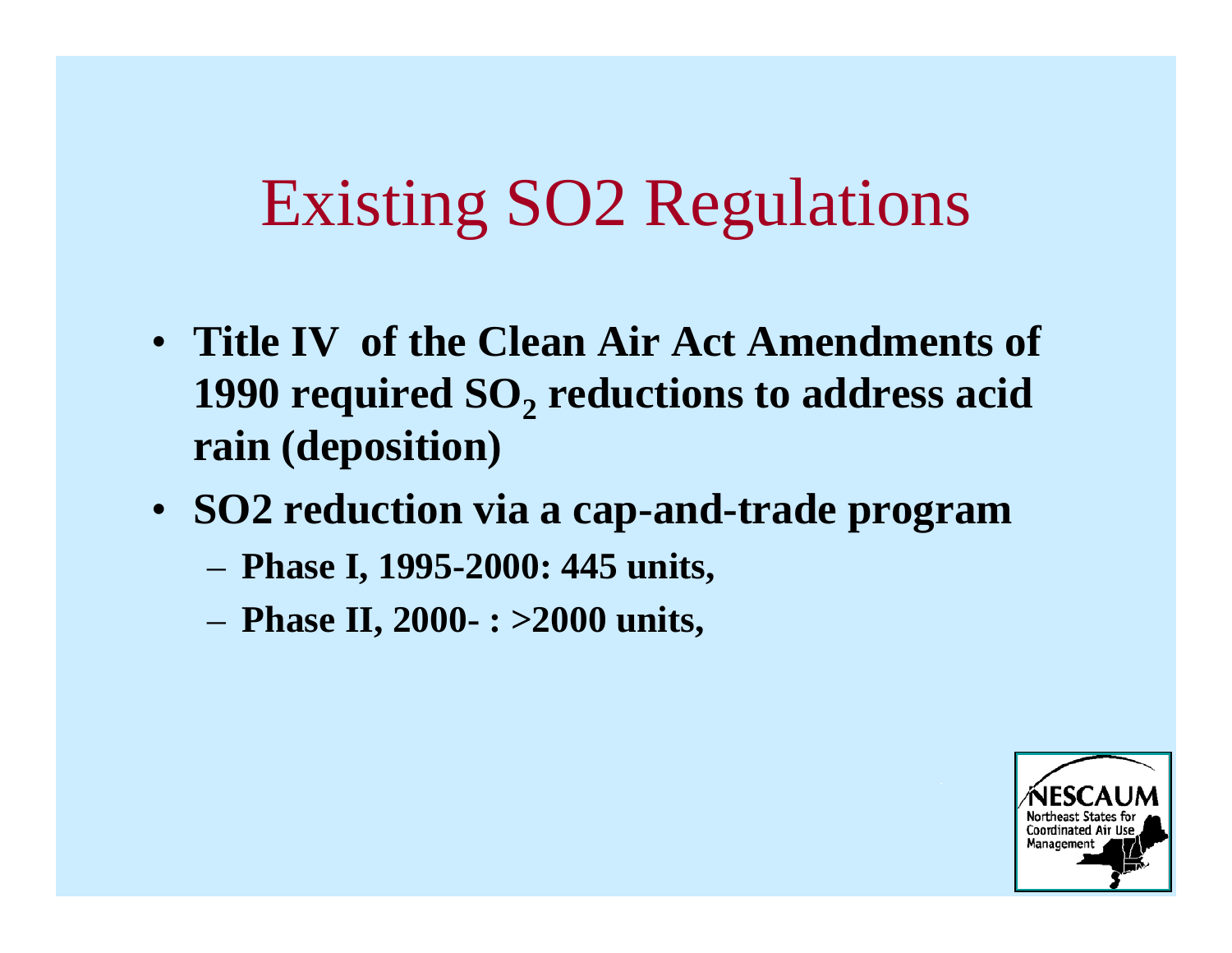# Existing SO2 Regulations

- **Title IV of the Clean Air Act Amendments of 1990 required $SO_2$ reductions to address acid rain (deposition)**
- **SO2 reduction via a cap-and-trade program**
  - **Phase I, 1995-2000: 445 units,**
  - **Phase II, 2000- : >2000 units,**

NESCAUM
Northeast States for Coordinated Air Use Management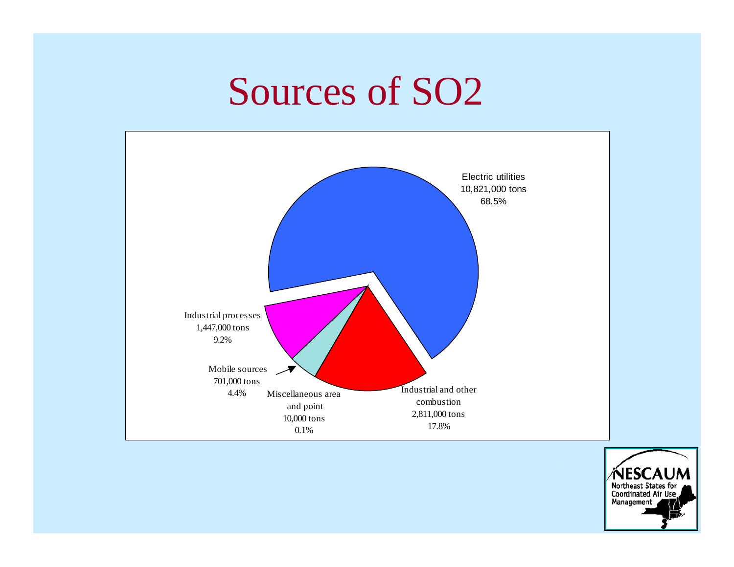# Sources of $SO_2$

Electric utilities
10,821,000 tons
68.5%

Industrial processes
1,447,000 tons
9.2%

Mobile sources
701,000 tons
4.4%

Miscellaneous area and point
10,000 tons
0.1%

Industrial and other combustion
2,811,000 tons
17.8%

NESCAUM
Northeast States for Coordinated Air Use Management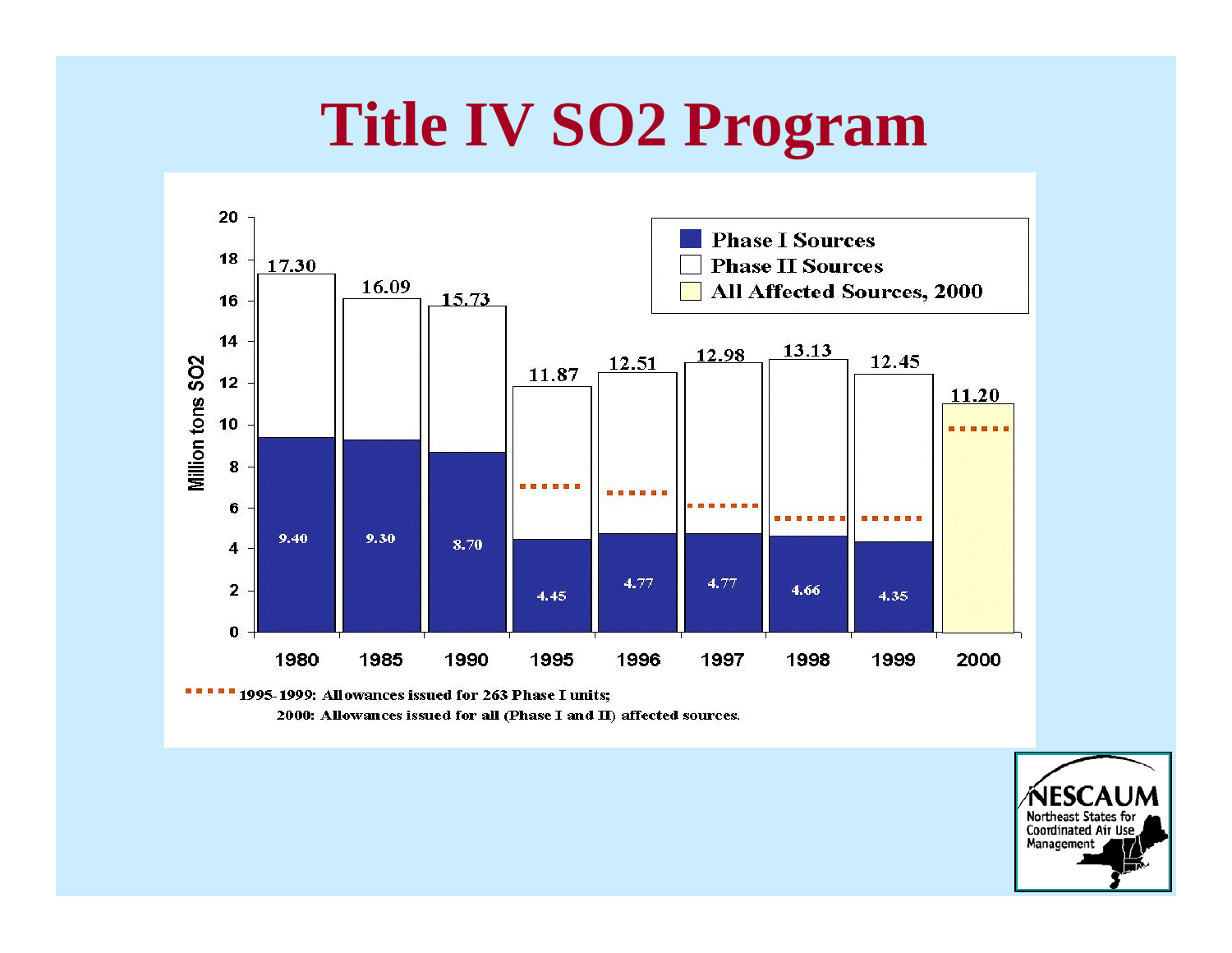# Title IV SO2 Program

| Year | Phase I Sources (Million tons $SO_2$) | Total (Million tons $SO_2$) |
|---|---|---|
| 1980 | 9.40 | 17.30 |
| 1985 | 9.30 | 16.09 |
| 1990 | 8.70 | 15.73 |
| 1995 | 4.45 | 11.87 |
| 1996 | 4.77 | 12.51 |
| 1997 | 4.77 | 12.98 |
| 1998 | 4.66 | 13.13 |
| 1999 | 4.35 | 12.45 |
| 2000 (All Affected Sources) | | 11.20 |

Legend: Phase I Sources; Phase II Sources; All Affected Sources, 2000

1995-1999: Allowances issued for 263 Phase I units;
2000: Allowances issued for all (Phase I and II) affected sources.

NESCAUM
Northeast States for Coordinated Air Use Management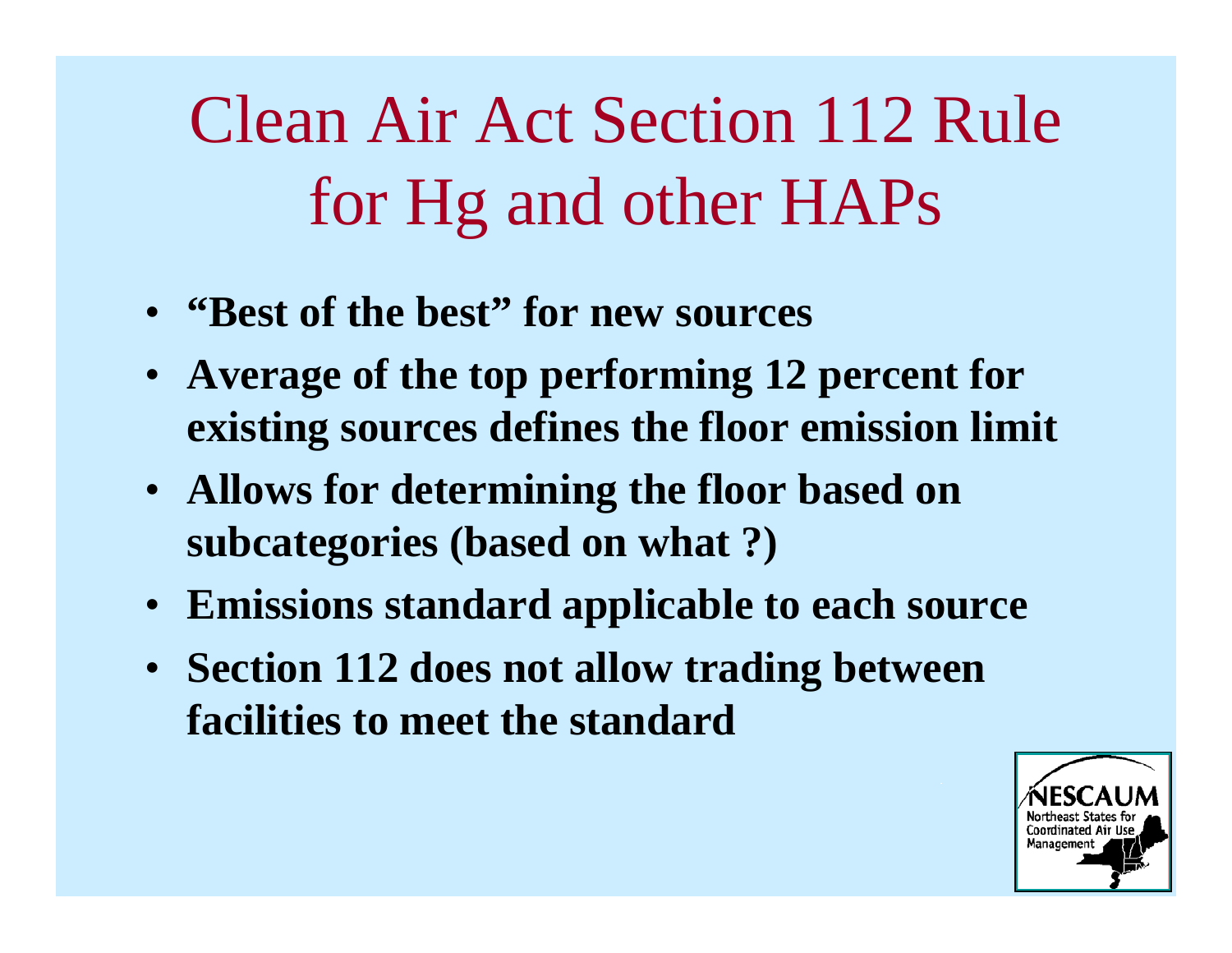# Clean Air Act Section 112 Rule for Hg and other HAPs

- **"Best of the best" for new sources**
- **Average of the top performing 12 percent for existing sources defines the floor emission limit**
- **Allows for determining the floor based on subcategories (based on what ?)**
- **Emissions standard applicable to each source**
- **Section 112 does not allow trading between facilities to meet the standard**

NESCAUM
Northeast States for Coordinated Air Use Management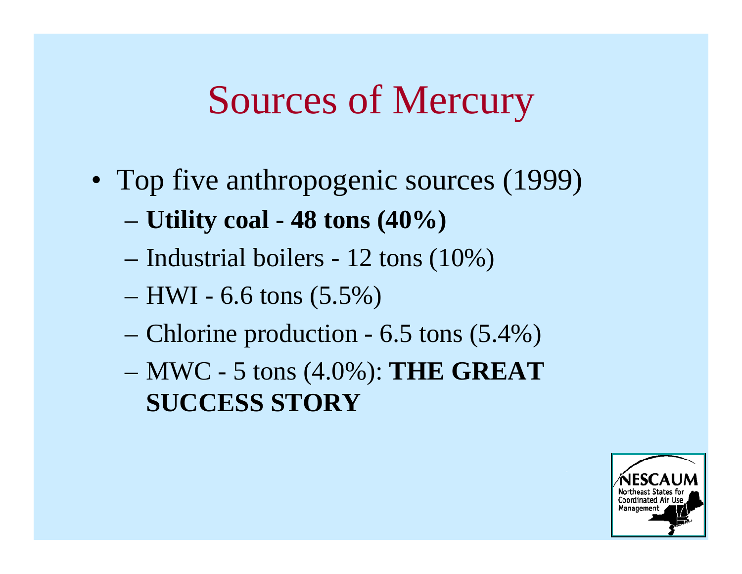# Sources of Mercury

- Top five anthropogenic sources (1999)
  - **Utility coal - 48 tons (40%)**
  - Industrial boilers - 12 tons (10%)
  - HWI - 6.6 tons (5.5%)
  - Chlorine production - 6.5 tons (5.4%)
  - MWC - 5 tons (4.0%): **THE GREAT SUCCESS STORY**

NESCAUM
Northeast States for Coordinated Air Use Management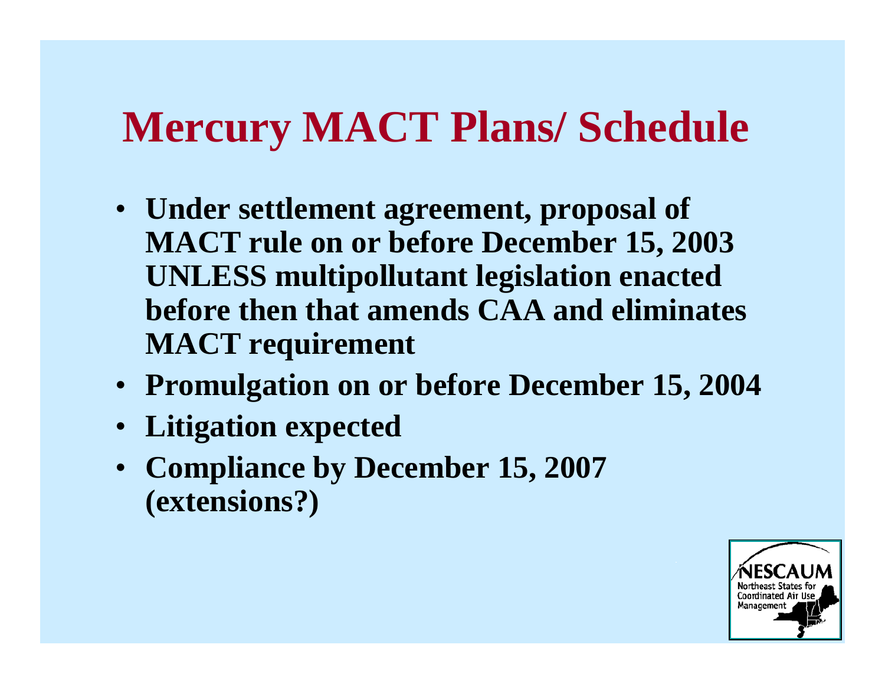# Mercury MACT Plans/ Schedule

- Under settlement agreement, proposal of MACT rule on or before December 15, 2003 UNLESS multipollutant legislation enacted before then that amends CAA and eliminates MACT requirement
- Promulgation on or before December 15, 2004
- Litigation expected
- Compliance by December 15, 2007 (extensions?)

NESCAUM
Northeast States for Coordinated Air Use Management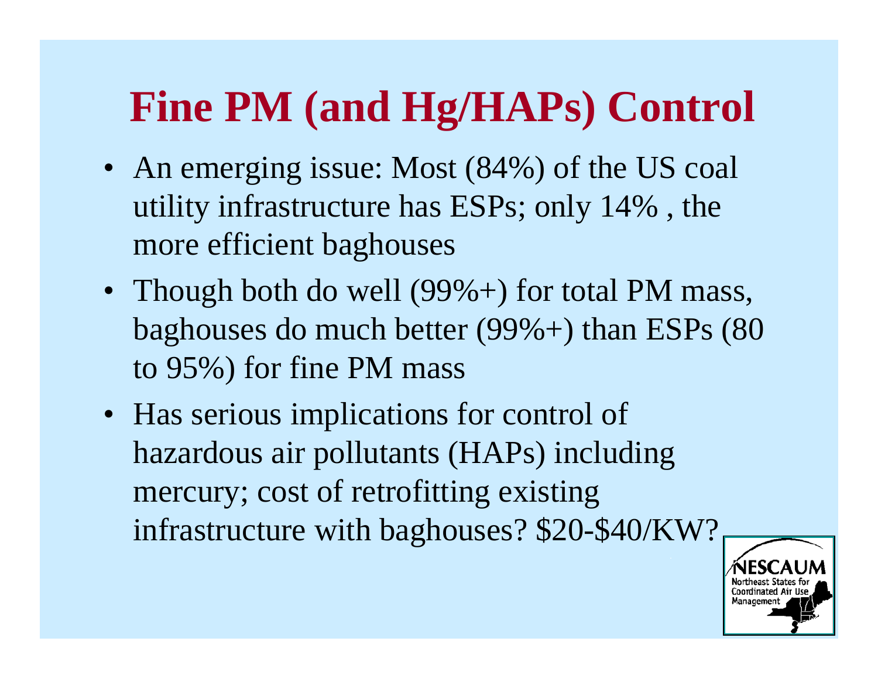# Fine PM (and Hg/HAPs) Control

- An emerging issue: Most (84%) of the US coal utility infrastructure has ESPs; only 14% , the more efficient baghouses
- Though both do well (99%+) for total PM mass, baghouses do much better (99%+) than ESPs (80 to 95%) for fine PM mass
- Has serious implications for control of hazardous air pollutants (HAPs) including mercury; cost of retrofitting existing infrastructure with baghouses? $20-$40/KW?

NESCAUM
Northeast States for Coordinated Air Use Management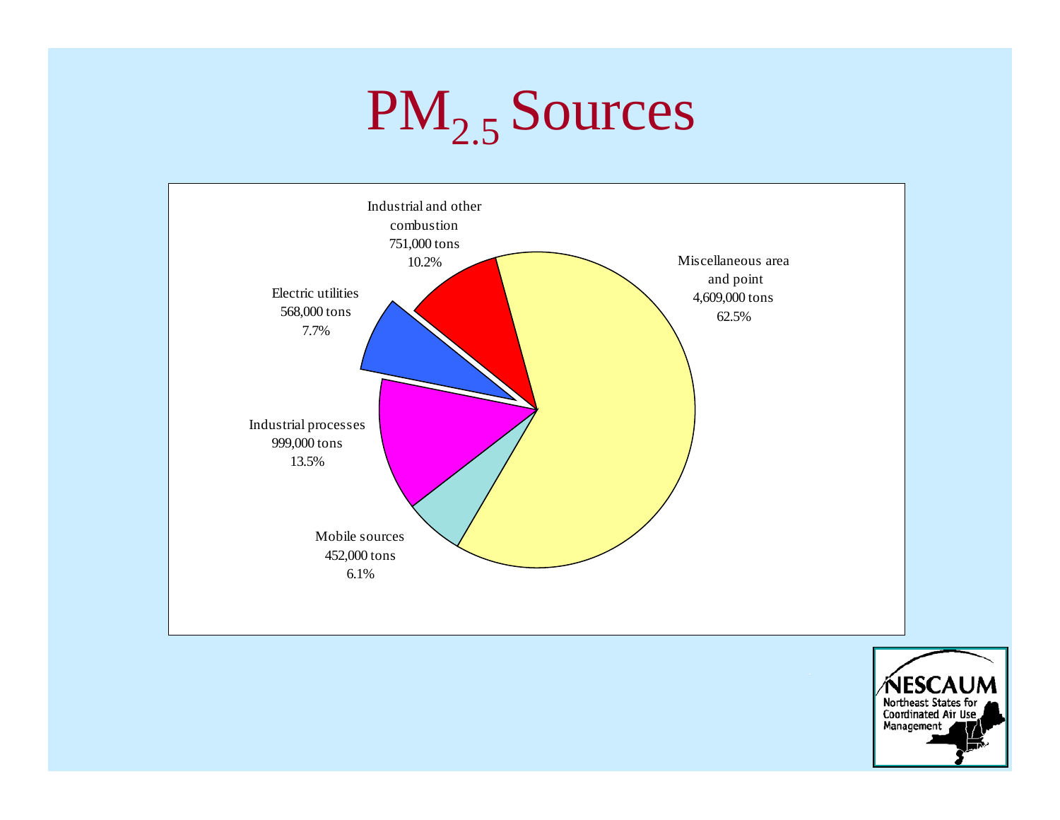# $PM_{2.5}$ Sources

Industrial and other combustion
751,000 tons
10.2%

Miscellaneous area and point
4,609,000 tons
62.5%

Electric utilities
568,000 tons
7.7%

Industrial processes
999,000 tons
13.5%

Mobile sources
452,000 tons
6.1%

NESCAUM
Northeast States for Coordinated Air Use Management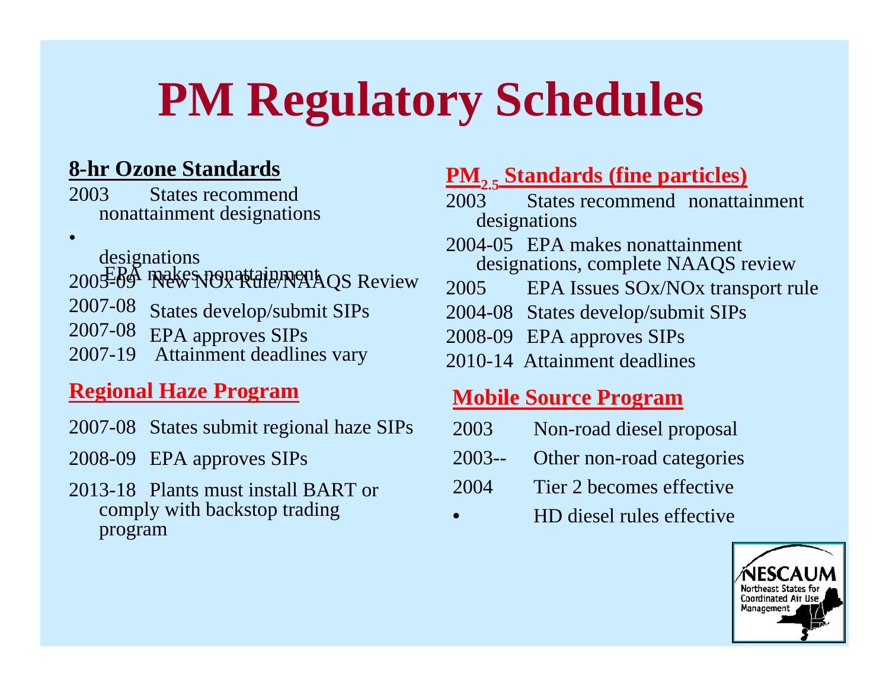# PM Regulatory Schedules

## 8-hr Ozone Standards

2003 States recommend nonattainment designations

- EPA makes nonattainment designations

2005-09 New NOx Rule/NAAQS Review

2007-08 States develop/submit SIPs

2007-08 EPA approves SIPs

2007-19 Attainment deadlines vary

## Regional Haze Program

2007-08 States submit regional haze SIPs

2008-09 EPA approves SIPs

2013-18 Plants must install BART or comply with backstop trading program

## $PM_{2.5}$ Standards (fine particles)

2003 States recommend nonattainment designations

2004-05 EPA makes nonattainment designations, complete NAAQS review

2005 EPA Issues SOx/NOx transport rule

2004-08 States develop/submit SIPs

2008-09 EPA approves SIPs

2010-14 Attainment deadlines

## Mobile Source Program

2003 Non-road diesel proposal

2003-- Other non-road categories

2004 Tier 2 becomes effective

- HD diesel rules effective

NESCAUM Northeast States for Coordinated Air Use Management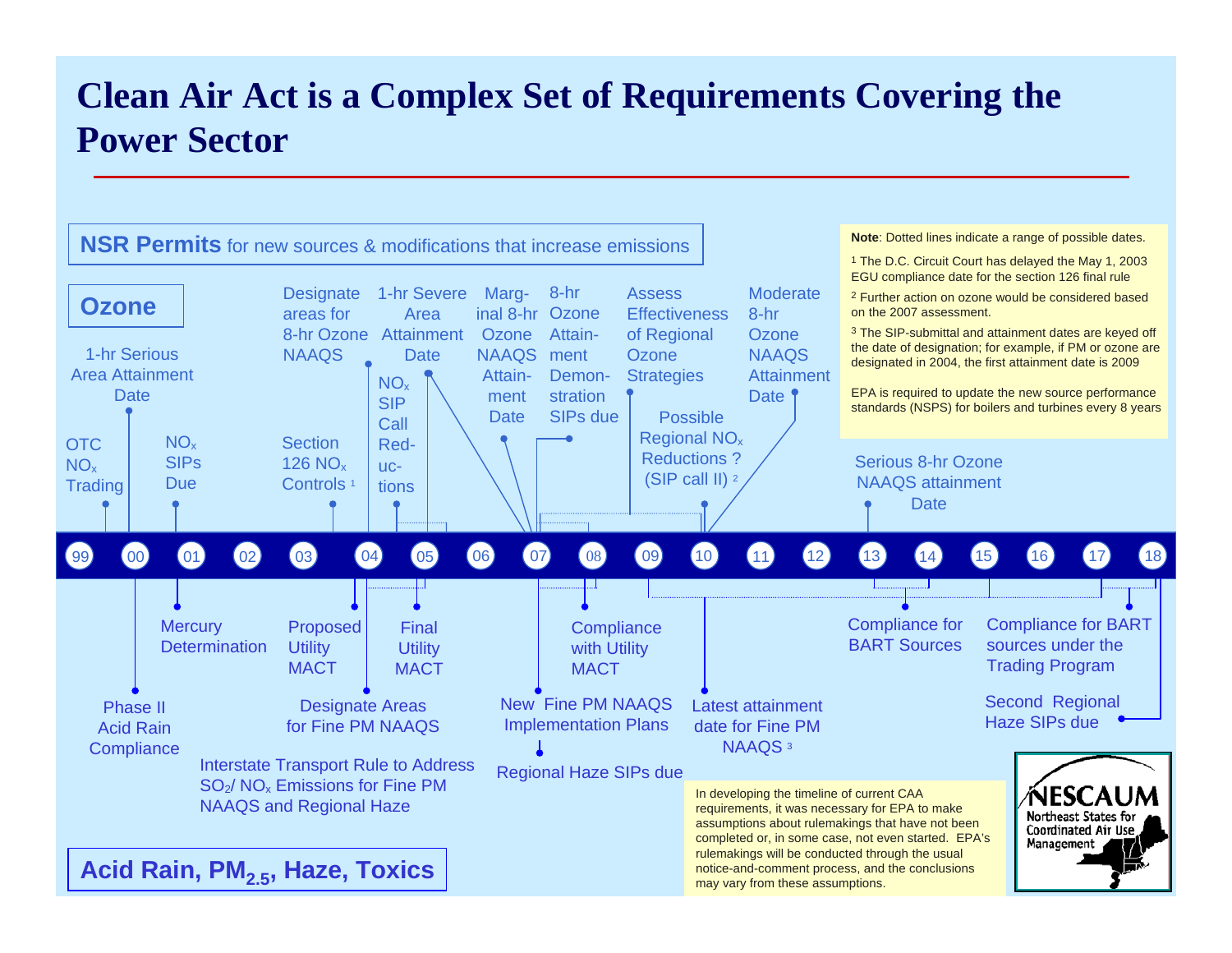# Clean Air Act is a Complex Set of Requirements Covering the Power Sector

**NSR Permits** for new sources & modifications that increase emissions

**Ozone**

- 99 – OTC $NO_x$ Trading
- 00 – 1-hr Serious Area Attainment Date
- 01 – $NO_x$ SIPs Due
- 03 – Section 126 $NO_x$ Controls [1]
- 04 – Designate areas for 8-hr Ozone NAAQS
- 04/05 – $NO_x$ SIP Call Reductions
- 05 – 1-hr Severe Area Attainment Date
- 07 – Marginal 8-hr Ozone NAAQS Attainment Date
- 07/08 – 8-hr Ozone Attainment Demonstration SIPs due
- 09 – Assess Effectiveness of Regional Ozone Strategies
- 10 – Possible Regional $NO_x$ Reductions ? (SIP call II) [2]
- 10 – Moderate 8-hr Ozone NAAQS Attainment Date
- 13 – Serious 8-hr Ozone NAAQS attainment Date

**Note**: Dotted lines indicate a range of possible dates.

[1] The D.C. Circuit Court has delayed the May 1, 2003 EGU compliance date for the section 126 final rule

[2] Further action on ozone would be considered based on the 2007 assessment.

[3] The SIP-submittal and attainment dates are keyed off the date of designation; for example, if PM or ozone are designated in 2004, the first attainment date is 2009

EPA is required to update the new source performance standards (NSPS) for boilers and turbines every 8 years

Timeline: 99 00 01 02 03 04 05 06 07 08 09 10 11 12 13 14 15 16 17 18

**Acid Rain, $PM_{2.5}$, Haze, Toxics**

- 00 – Phase II Acid Rain Compliance
- 01 – Mercury Determination
- 04 – Proposed Utility MACT
- 04 – Designate Areas for Fine PM NAAQS
- 04 – Interstate Transport Rule to Address $SO_2$/ $NO_x$ Emissions for Fine PM NAAQS and Regional Haze
- 05 – Final Utility MACT
- 07 – New Fine PM NAAQS Implementation Plans
- 07/08 – Regional Haze SIPs due
- 08 – Compliance with Utility MACT
- 10 – Latest attainment date for Fine PM NAAQS [3]
- 13/14 – Compliance for BART Sources
- 17/18 – Compliance for BART sources under the Trading Program
- 18 – Second Regional Haze SIPs due

In developing the timeline of current CAA requirements, it was necessary for EPA to make assumptions about rulemakings that have not been completed or, in some case, not even started. EPA's rulemakings will be conducted through the usual notice-and-comment process, and the conclusions may vary from these assumptions.

NESCAUM
Northeast States for Coordinated Air Use Management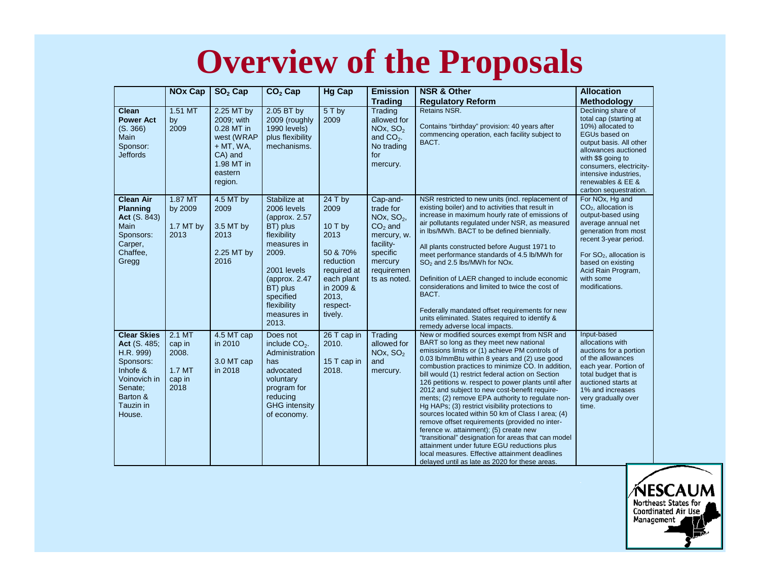# Overview of the Proposals

| | NOx Cap | $SO_2$ Cap | $CO_2$ Cap | Hg Cap | Emission Trading | NSR & Other Regulatory Reform | Allocation Methodology |
|---|---|---|---|---|---|---|---|
| **Clean Power Act** (S. 366) Main Sponsor: Jeffords | 1.51 MT by 2009 | 2.25 MT by 2009; with 0.28 MT in west (WRAP + MT, WA, CA) and 1.98 MT in eastern region. | 2.05 BT by 2009 (roughly 1990 levels) plus flexibility mechanisms. | 5 T by 2009 | Trading allowed for NOx, $SO_2$ and $CO_2$. No trading for mercury. | Retains NSR.<br><br>Contains "birthday" provision: 40 years after commencing operation, each facility subject to BACT. | Declining share of total cap (starting at 10%) allocated to EGUs based on output basis. All other allowances auctioned with $$ going to consumers, electricity-intensive industries, renewables & EE & carbon sequestration. |
| **Clean Air Planning Act** (S. 843) Main Sponsors: Carper, Chaffee, Gregg | 1.87 MT by 2009<br><br>1.7 MT by 2013 | 4.5 MT by 2009<br><br>3.5 MT by 2013<br><br>2.25 MT by 2016 | Stabilize at 2006 levels (approx. 2.57 BT) plus flexibility measures in 2009.<br><br>2001 levels (approx. 2.47 BT) plus specified flexibility measures in 2013. | 24 T by 2009<br><br>10 T by 2013<br><br>50 & 70% reduction required at each plant in 2009 & 2013, respect-tively. | Cap-and-trade for NOx, $SO_2$, $CO_2$ and mercury, w. facility-specific mercury requirements as noted. | NSR restricted to new units (incl. replacement of existing boiler) and to activities that result in increase in maximum hourly rate of emissions of air pollutants regulated under NSR, as measured in lbs/MWh. BACT to be defined biennially.<br><br>All plants constructed before August 1971 to meet performance standards of 4.5 lb/MWh for $SO_2$ and 2.5 lbs/MWh for NOx.<br><br>Definition of LAER changed to include economic considerations and limited to twice the cost of BACT.<br><br>Federally mandated offset requirements for new units eliminated. States required to identify & remedy adverse local impacts. | For NOx, Hg and $CO_2$, allocation is output-based using average annual net generation from most recent 3-year period.<br><br>For $SO_2$, allocation is based on existing Acid Rain Program, with some modifications. |
| **Clear Skies Act** (S. 485; H.R. 999) Sponsors: Inhofe & Voinovich in Senate; Barton & Tauzin in House. | 2.1 MT cap in 2008.<br><br>1.7 MT cap in 2018 | 4.5 MT cap in 2010<br><br>3.0 MT cap in 2018 | Does not include $CO_2$. Administration has advocated voluntary program for reducing GHG intensity of economy. | 26 T cap in 2010.<br><br>15 T cap in 2018. | Trading allowed for NOx, $SO_2$ and mercury. | New or modified sources exempt from NSR and BART so long as they meet new national emissions limits or (1) achieve PM controls of 0.03 lb/mmBtu within 8 years and (2) use good combustion practices to minimize CO. In addition, bill would (1) restrict federal action on Section 126 petitions w. respect to power plants until after 2012 and subject to new cost-benefit require-ments; (2) remove EPA authority to regulate non-Hg HAPs; (3) restrict visibility protections to sources located within 50 km of Class I area; (4) remove offset requirements (provided no inter-ference w. attainment); (5) create new "transitional" designation for areas that can model attainment under future EGU reductions plus local measures. Effective attainment deadlines delayed until as late as 2020 for these areas. | Input-based allocations with auctions for a portion of the allowances each year. Portion of total budget that is auctioned starts at 1% and increases very gradually over time. |

NESCAUM
Northeast States for Coordinated Air Use Management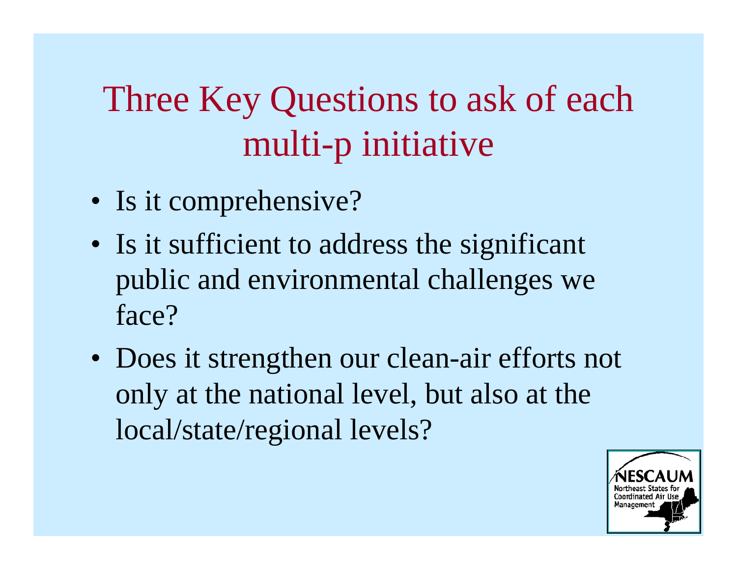# Three Key Questions to ask of each multi-p initiative

- Is it comprehensive?
- Is it sufficient to address the significant public and environmental challenges we face?
- Does it strengthen our clean-air efforts not only at the national level, but also at the local/state/regional levels?

NESCAUM Northeast States for Coordinated Air Use Management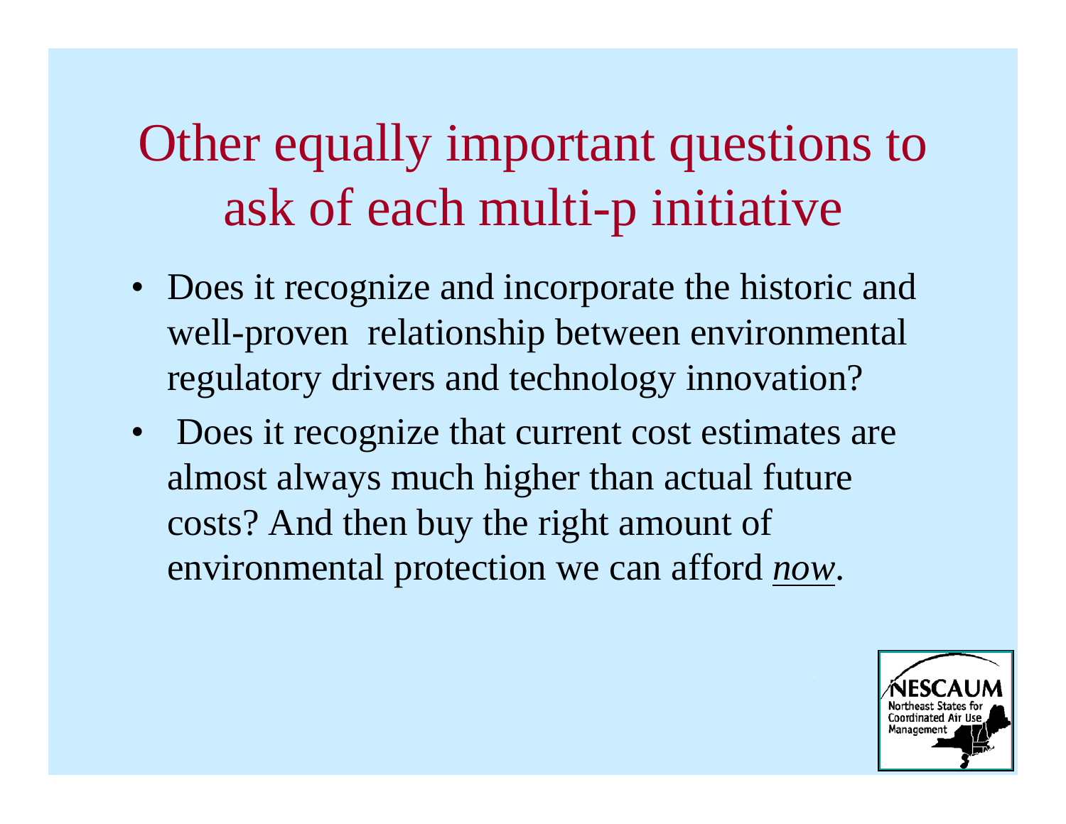# Other equally important questions to ask of each multi-p initiative

- Does it recognize and incorporate the historic and well-proven relationship between environmental regulatory drivers and technology innovation?
- Does it recognize that current cost estimates are almost always much higher than actual future costs? And then buy the right amount of environmental protection we can afford *now*.

NESCAUM Northeast States for Coordinated Air Use Management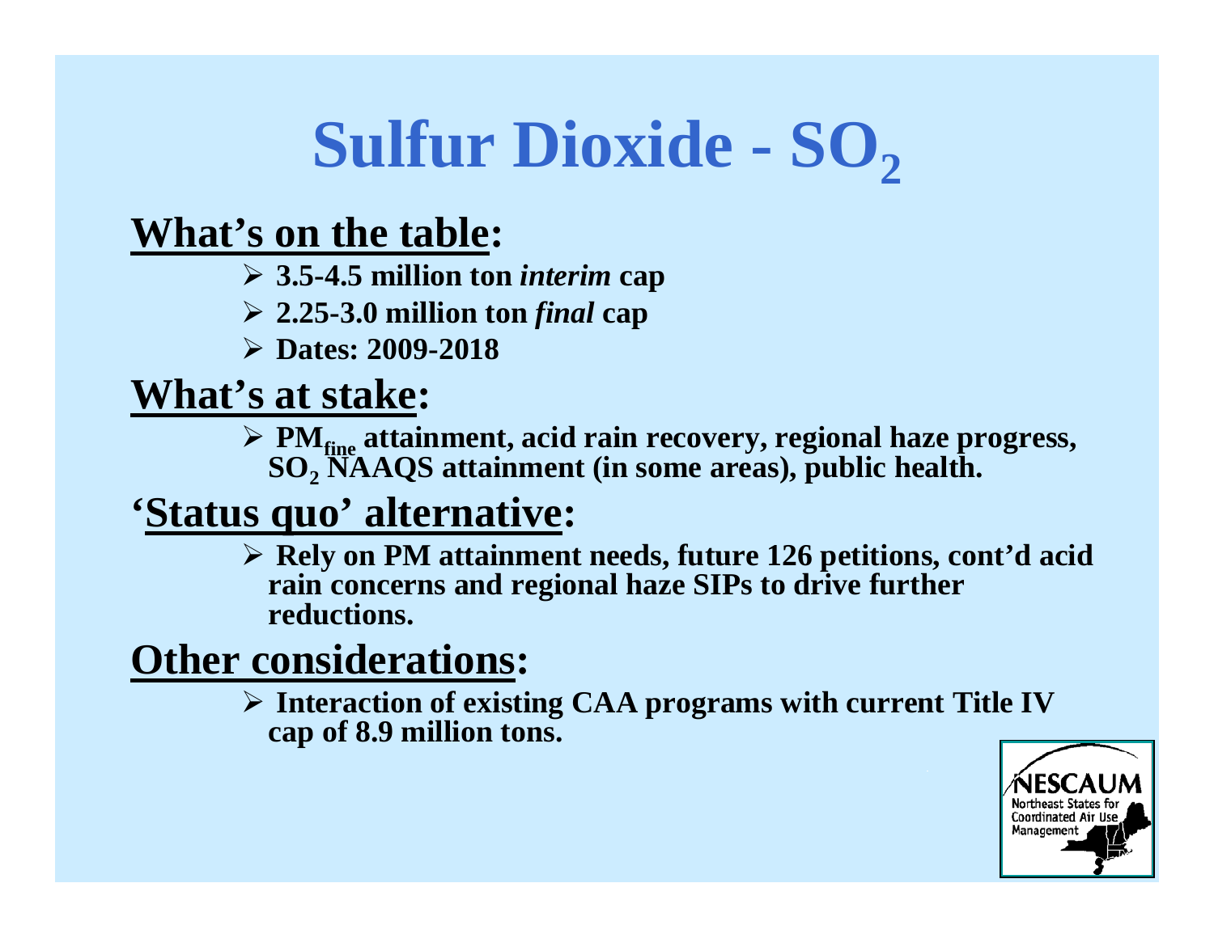# Sulfur Dioxide - $SO_2$

## What's on the table:

- **3.5-4.5 million ton *interim* cap**
- **2.25-3.0 million ton *final* cap**
- **Dates: 2009-2018**

## What's at stake:

- **$PM_{fine}$ attainment, acid rain recovery, regional haze progress, $SO_2$ NAAQS attainment (in some areas), public health.**

## 'Status quo' alternative:

- **Rely on PM attainment needs, future 126 petitions, cont'd acid rain concerns and regional haze SIPs to drive further reductions.**

## Other considerations:

- **Interaction of existing CAA programs with current Title IV cap of 8.9 million tons.**

NESCAUM
Northeast States for Coordinated Air Use Management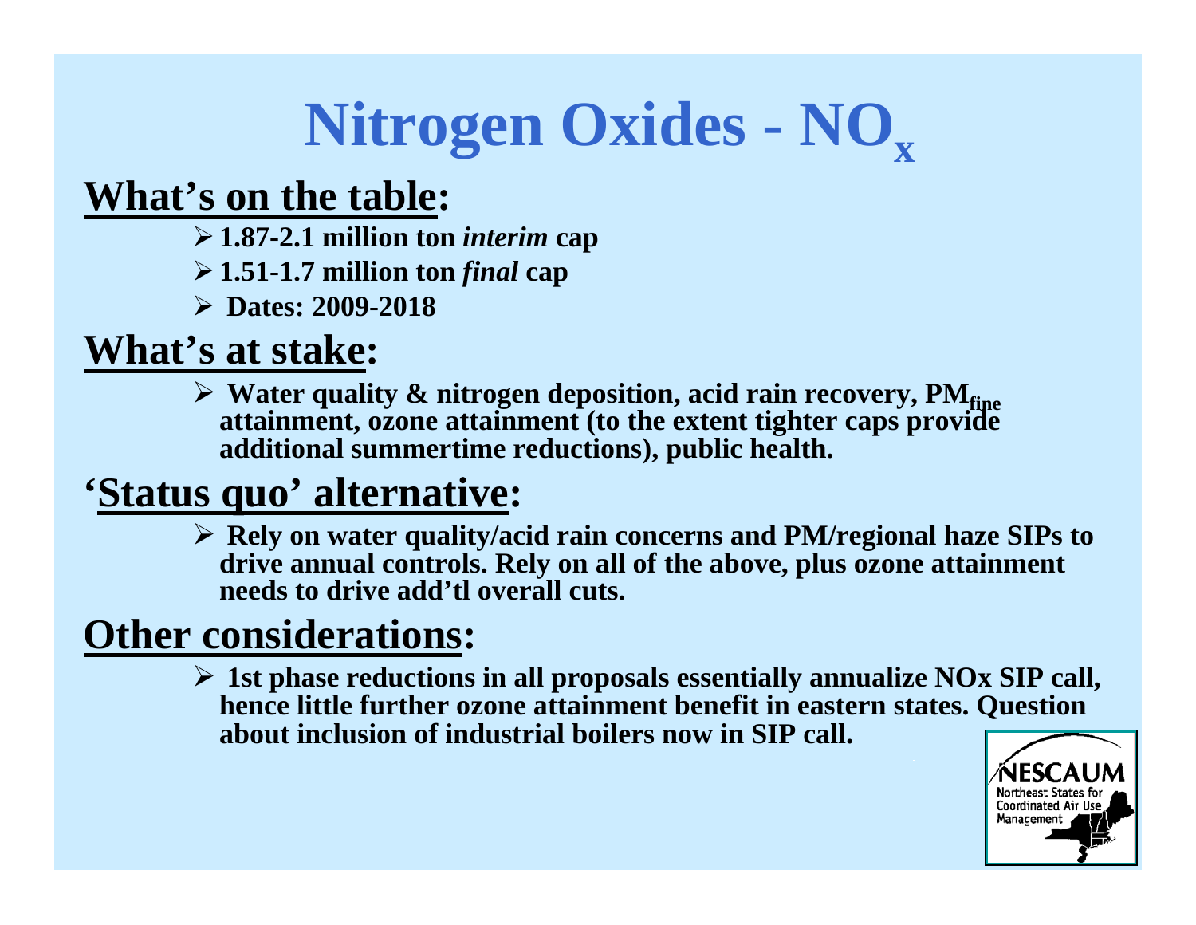# Nitrogen Oxides - $NO_x$

## What's on the table:

- **1.87-2.1 million ton *interim* cap**
- **1.51-1.7 million ton *final* cap**
- **Dates: 2009-2018**

## What's at stake:

- **Water quality & nitrogen deposition, acid rain recovery, $PM_{fine}$ attainment, ozone attainment (to the extent tighter caps provide additional summertime reductions), public health.**

## 'Status quo' alternative:

- **Rely on water quality/acid rain concerns and PM/regional haze SIPs to drive annual controls. Rely on all of the above, plus ozone attainment needs to drive add'tl overall cuts.**

## Other considerations:

- **1st phase reductions in all proposals essentially annualize NOx SIP call, hence little further ozone attainment benefit in eastern states. Question about inclusion of industrial boilers now in SIP call.**

NESCAUM Northeast States for Coordinated Air Use Management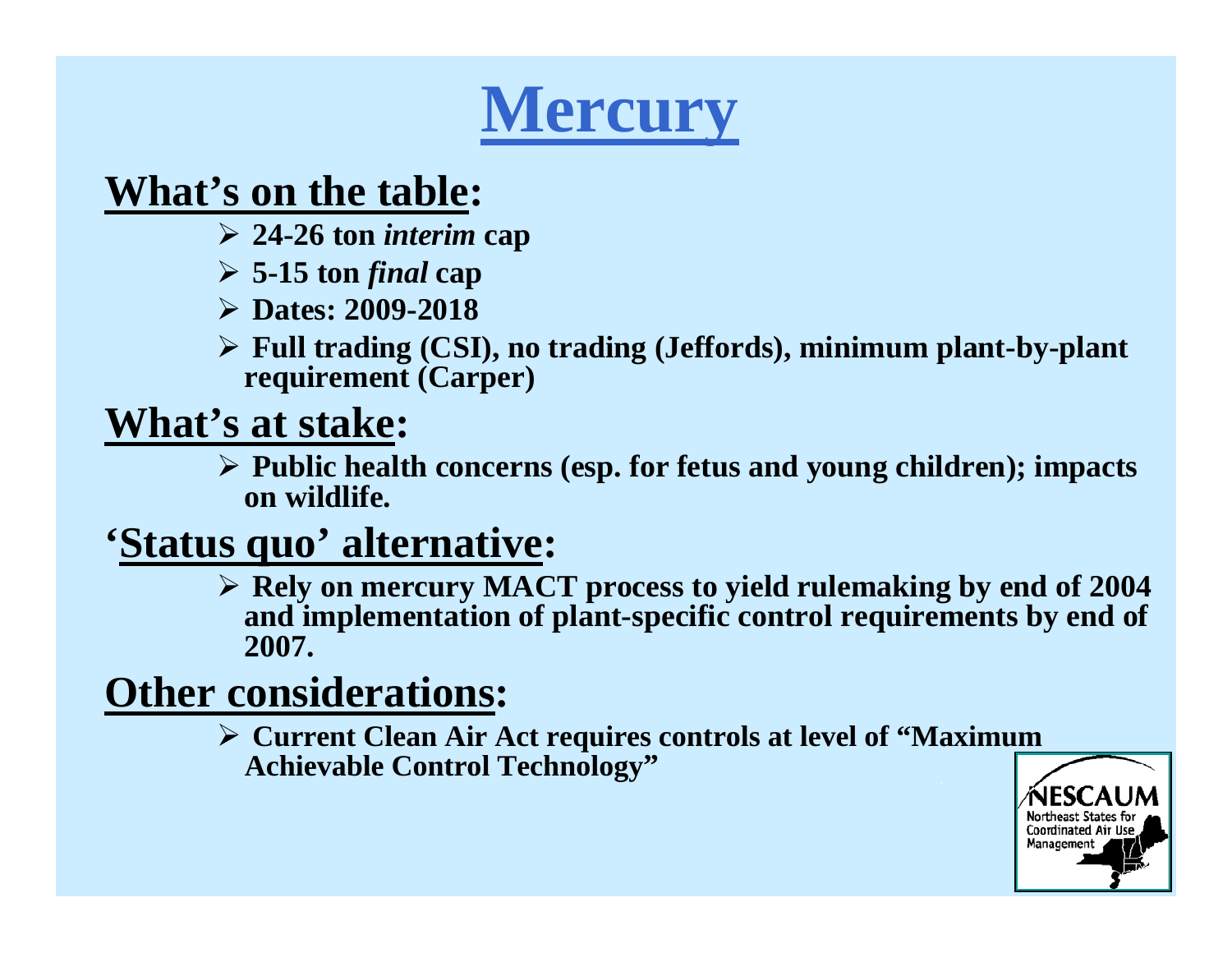# Mercury

## What's on the table:

- **24-26 ton *interim* cap**
- **5-15 ton *final* cap**
- **Dates: 2009-2018**
- **Full trading (CSI), no trading (Jeffords), minimum plant-by-plant requirement (Carper)**

## What's at stake:

- **Public health concerns (esp. for fetus and young children); impacts on wildlife.**

## 'Status quo' alternative:

- **Rely on mercury MACT process to yield rulemaking by end of 2004 and implementation of plant-specific control requirements by end of 2007.**

## Other considerations:

- **Current Clean Air Act requires controls at level of "Maximum Achievable Control Technology"**

NESCAUM Northeast States for Coordinated Air Use Management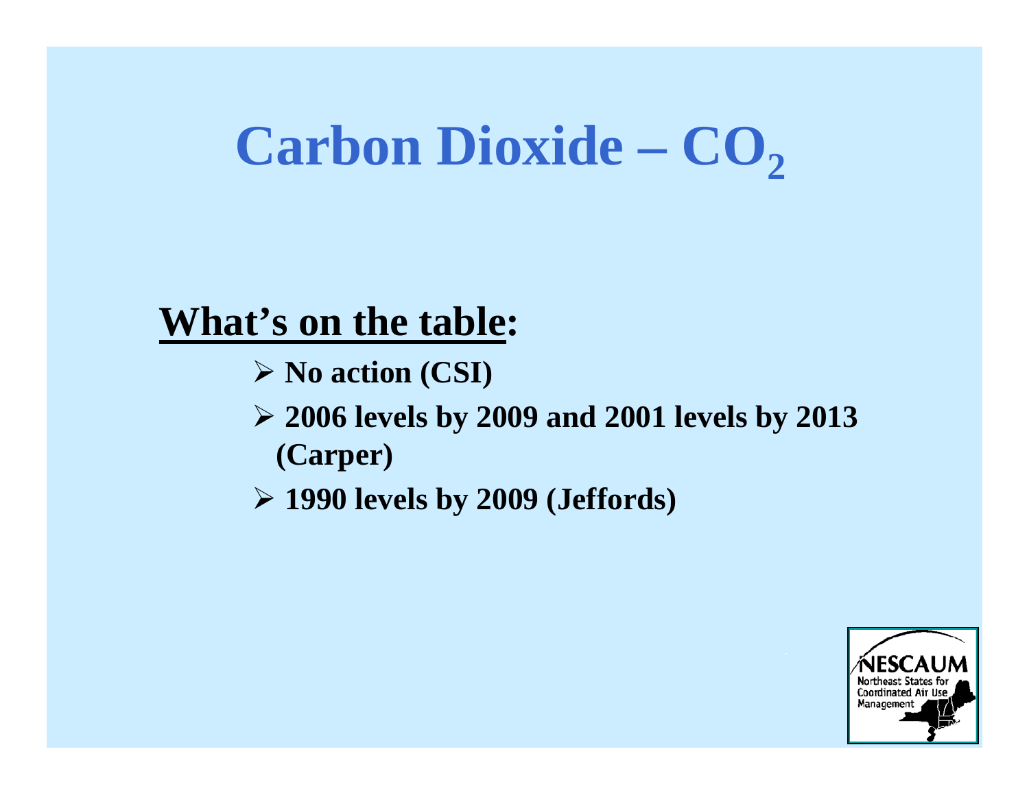# Carbon Dioxide – $CO_2$

**<u>What's on the table</u>:**

- **No action (CSI)**
- **2006 levels by 2009 and 2001 levels by 2013 (Carper)**
- **1990 levels by 2009 (Jeffords)**

NESCAUM
Northeast States for Coordinated Air Use Management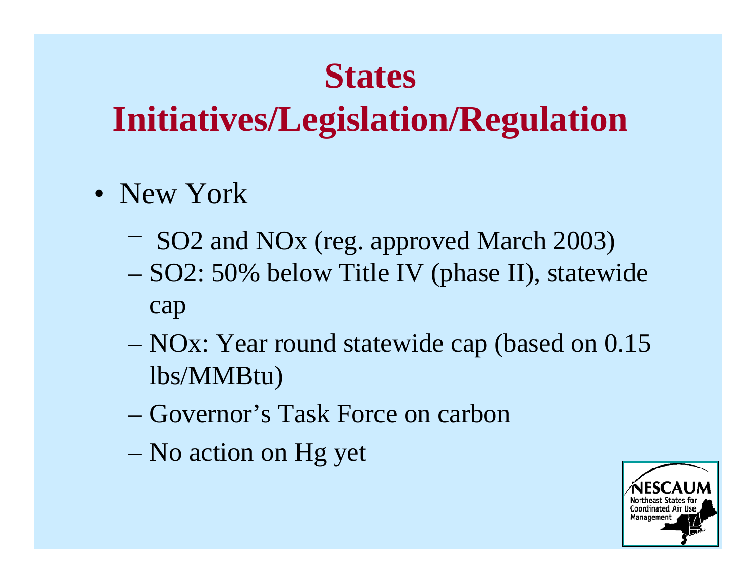# States Initiatives/Legislation/Regulation

- New York
  - $SO_2$ and $NO_x$ (reg. approved March 2003)
  - $SO_2$: 50% below Title IV (phase II), statewide cap
  - $NO_x$: Year round statewide cap (based on 0.15 lbs/MMBtu)
  - Governor's Task Force on carbon
  - No action on Hg yet

NESCAUM Northeast States for Coordinated Air Use Management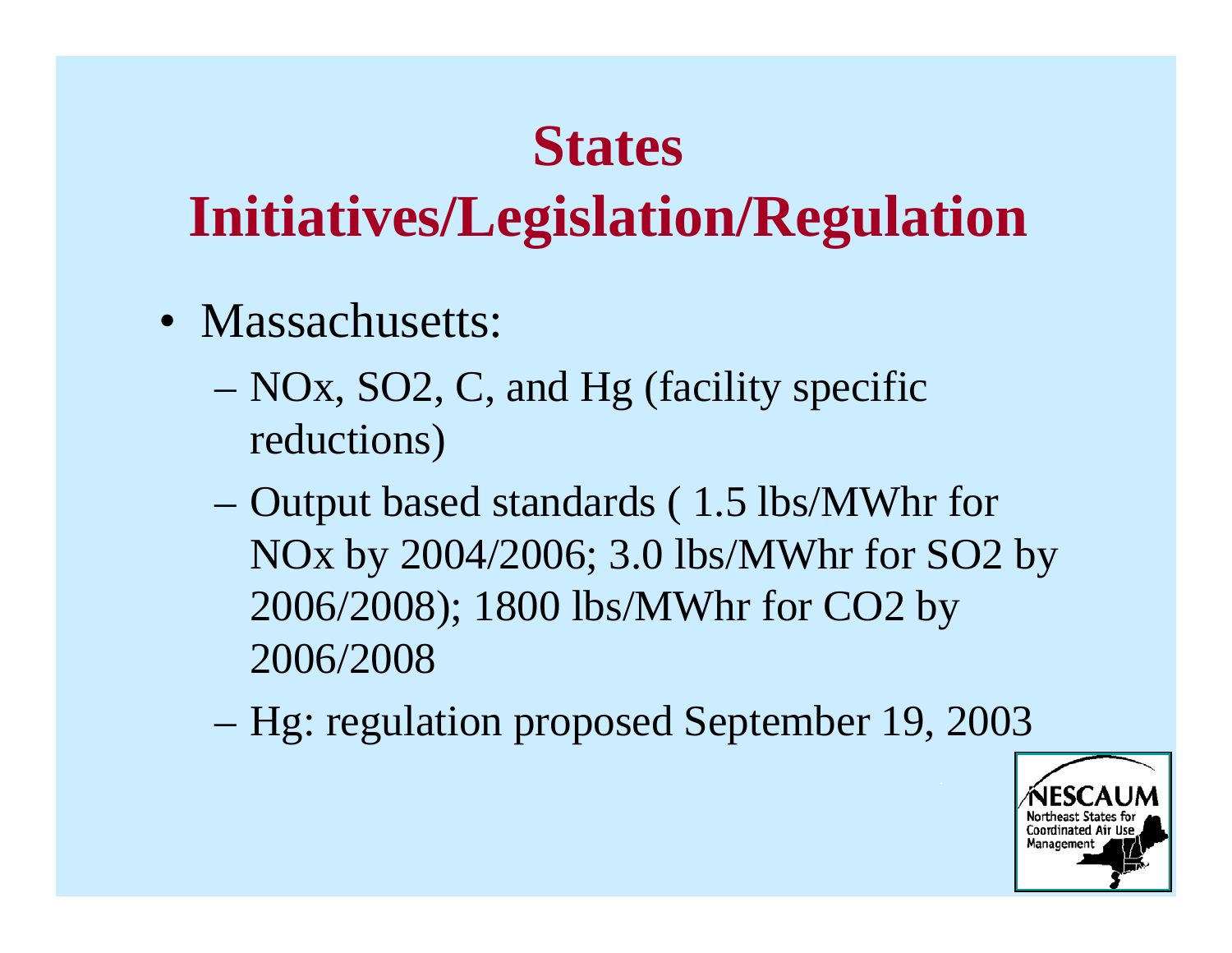# States Initiatives/Legislation/Regulation

- Massachusetts:
  - $NO_x$, $SO_2$, C, and Hg (facility specific reductions)
  - Output based standards ( 1.5 lbs/MWhr for $NO_x$ by 2004/2006; 3.0 lbs/MWhr for $SO_2$ by 2006/2008); 1800 lbs/MWhr for $CO_2$ by 2006/2008
  - Hg: regulation proposed September 19, 2003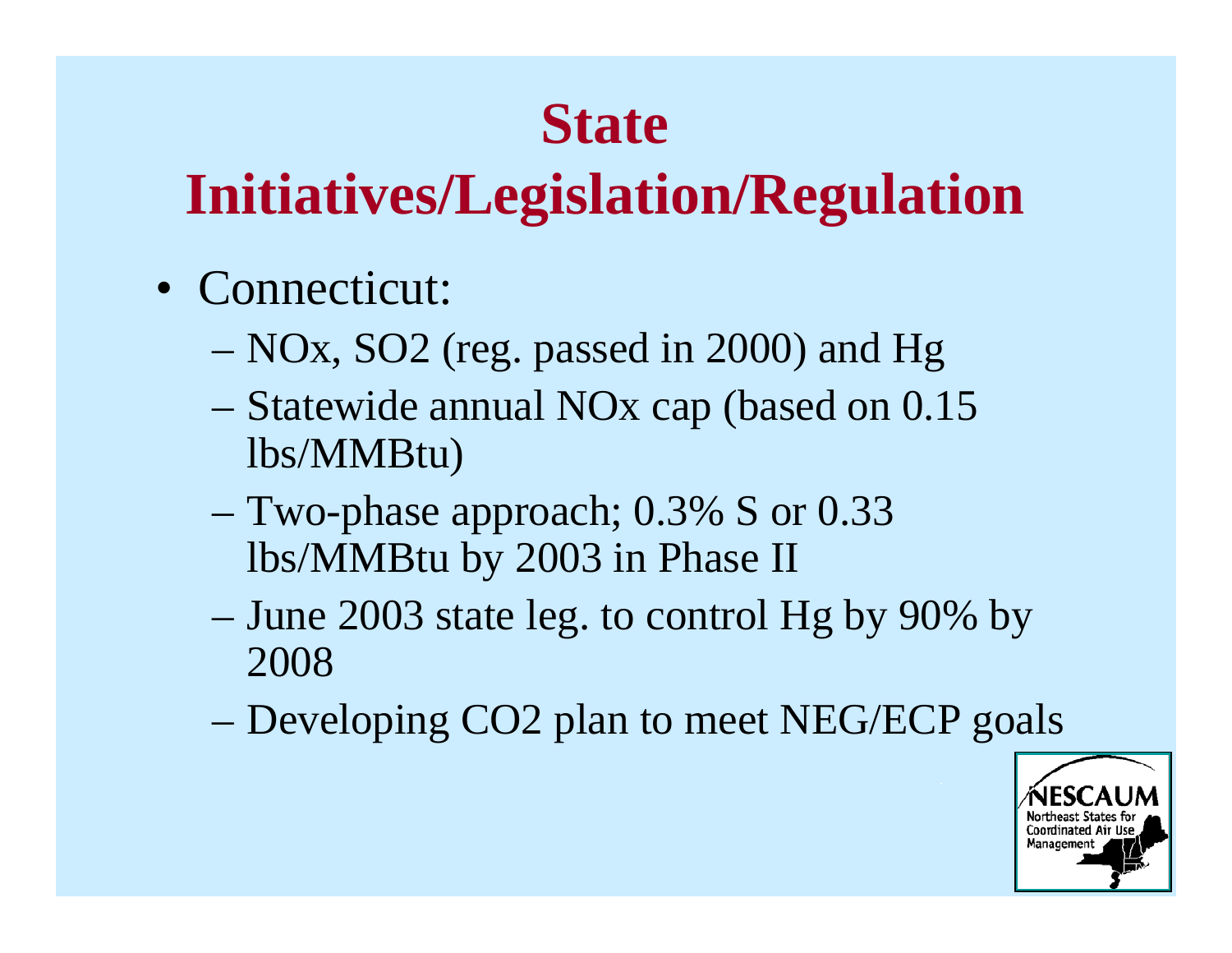# State Initiatives/Legislation/Regulation

- Connecticut:
  - NOx, SO2 (reg. passed in 2000) and Hg
  - Statewide annual NOx cap (based on 0.15 lbs/MMBtu)
  - Two-phase approach; 0.3% S or 0.33 lbs/MMBtu by 2003 in Phase II
  - June 2003 state leg. to control Hg by 90% by 2008
  - Developing CO2 plan to meet NEG/ECP goals

NESCAUM Northeast States for Coordinated Air Use Management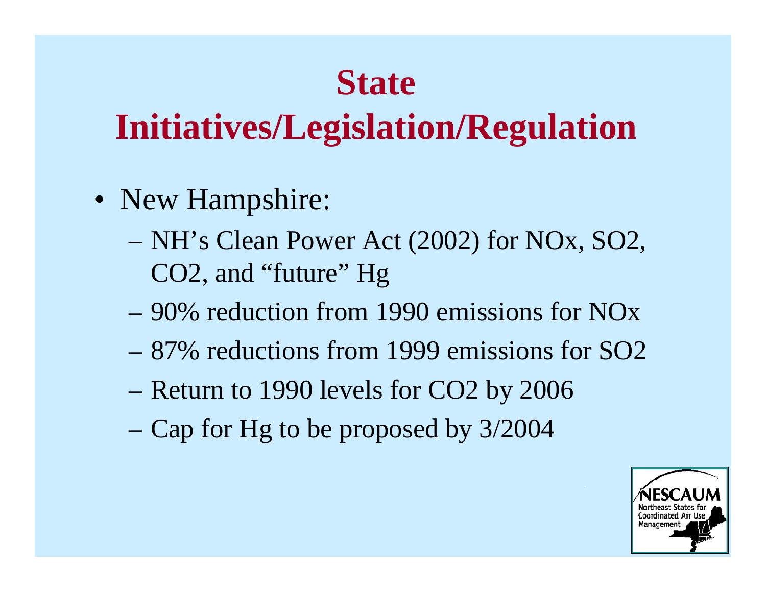# State Initiatives/Legislation/Regulation

- New Hampshire:
  - NH's Clean Power Act (2002) for NOx, $SO_2$, $CO_2$, and "future" Hg
  - 90% reduction from 1990 emissions for NOx
  - 87% reductions from 1999 emissions for $SO_2$
  - Return to 1990 levels for $CO_2$ by 2006
  - Cap for Hg to be proposed by 3/2004

NESCAUM Northeast States for Coordinated Air Use Management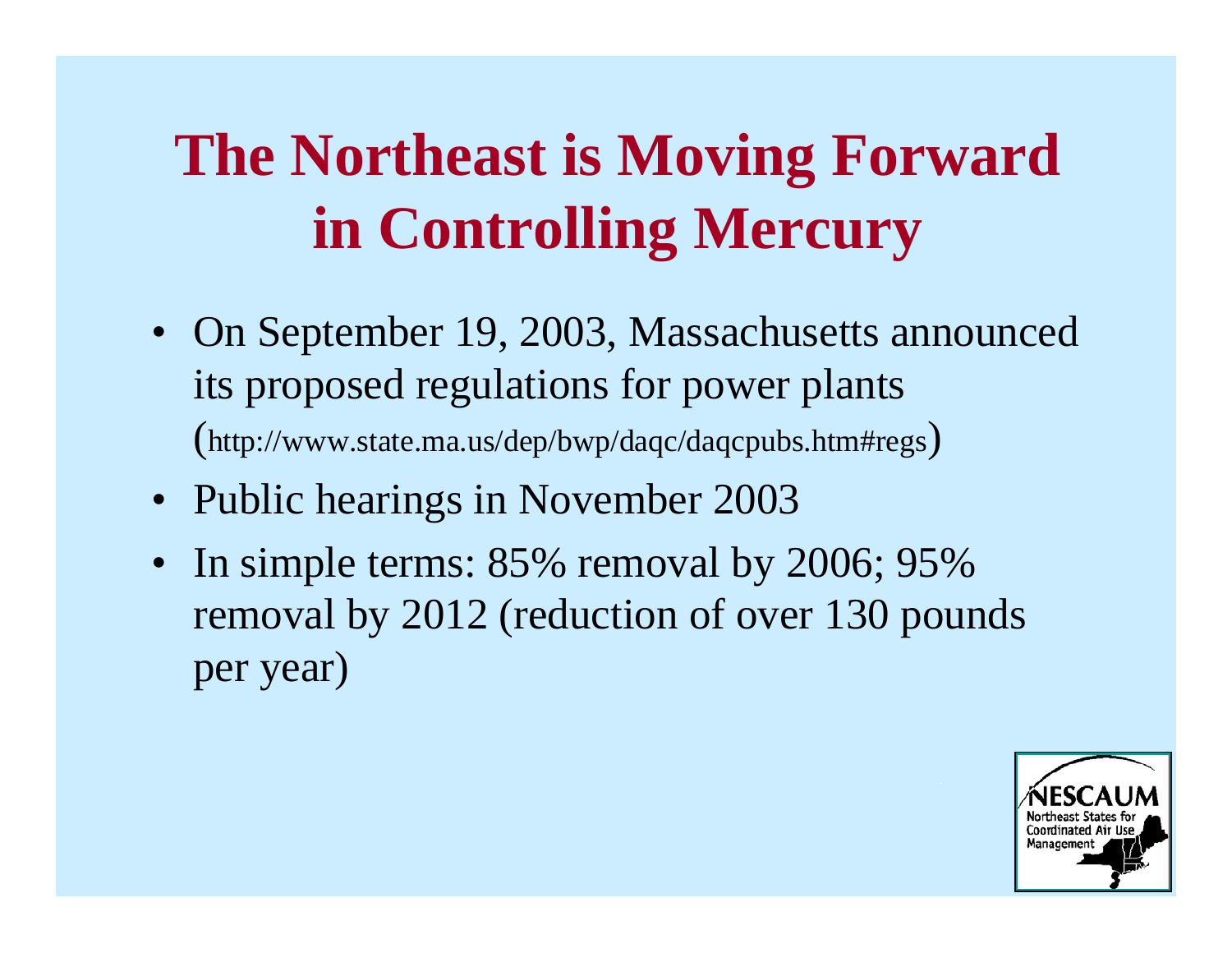# The Northeast is Moving Forward in Controlling Mercury

- On September 19, 2003, Massachusetts announced its proposed regulations for power plants (http://www.state.ma.us/dep/bwp/daqc/daqcpubs.htm#regs)
- Public hearings in November 2003
- In simple terms: 85% removal by 2006; 95% removal by 2012 (reduction of over 130 pounds per year)

NESCAUM
Northeast States for Coordinated Air Use Management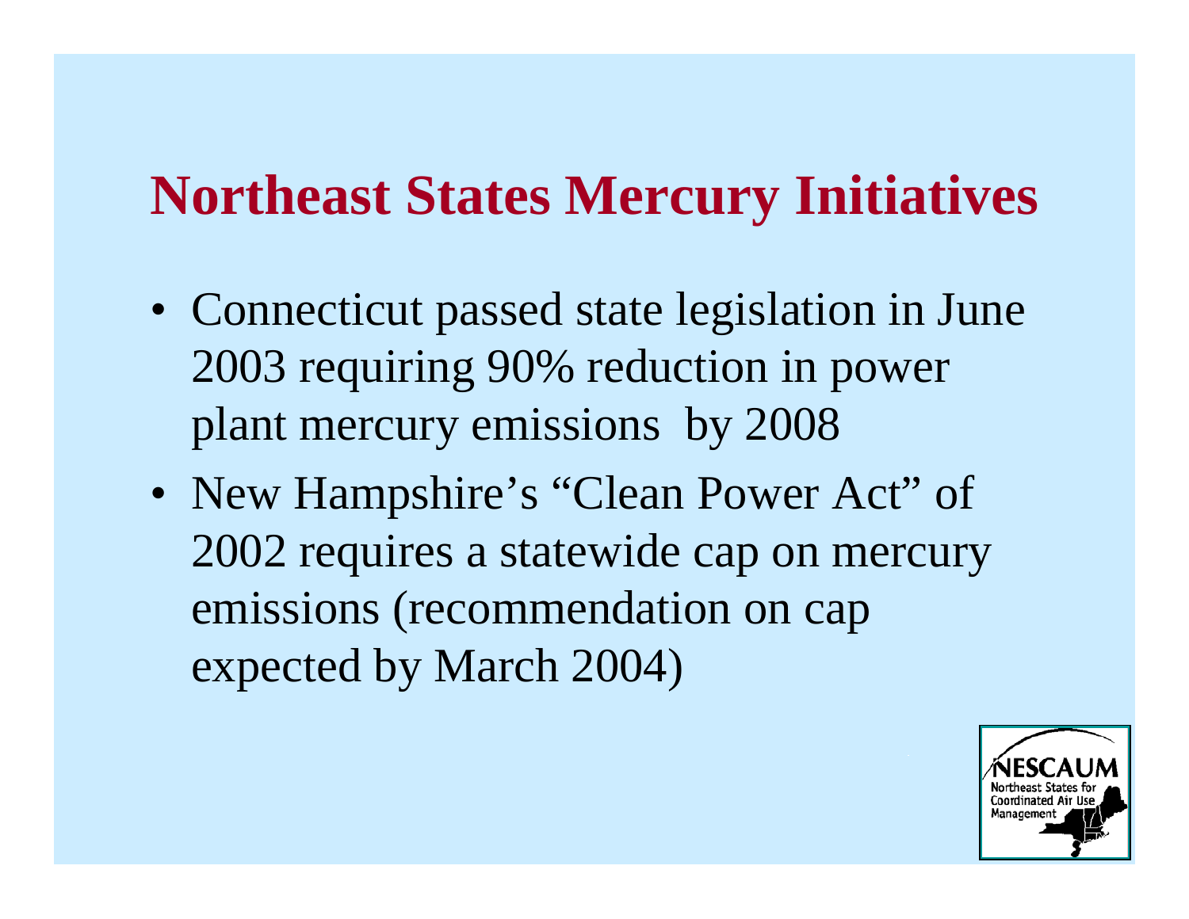# Northeast States Mercury Initiatives

- Connecticut passed state legislation in June 2003 requiring 90% reduction in power plant mercury emissions by 2008
- New Hampshire's "Clean Power Act" of 2002 requires a statewide cap on mercury emissions (recommendation on cap expected by March 2004)

NESCAUM
Northeast States for Coordinated Air Use Management